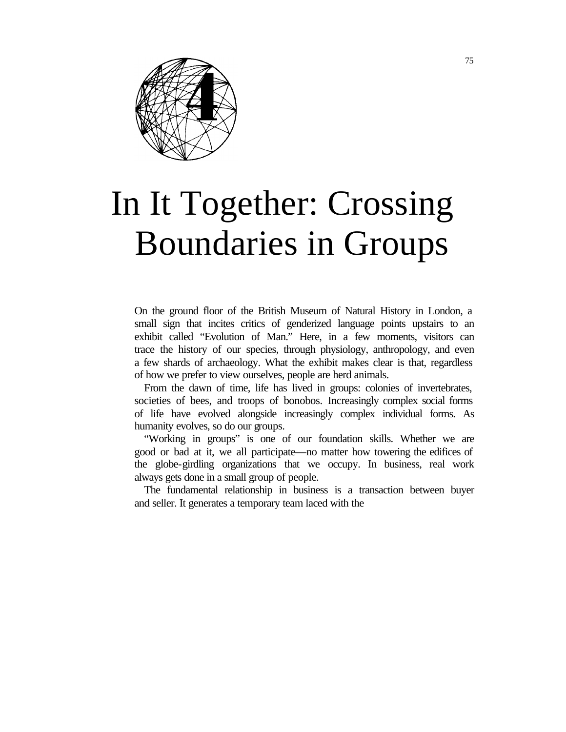# 4

# In It Together: Crossing Boundaries in Groups

On the ground floor of the British Museum of Natural History in London, a small sign that incites critics of genderized language points upstairs to an exhibit called "Evolution of Man." Here, in a few moments, visitors can trace the history of our species, through physiology, anthropology, and even a few shards of archaeology. What the exhibit makes clear is that, regardless of how we prefer to view ourselves, people are herd animals.

From the dawn of time, life has lived in groups: colonies of invertebrates, societies of bees, and troops of bonobos. Increasingly complex social forms of life have evolved alongside increasingly complex individual forms. As humanity evolves, so do our groups.

"Working in groups" is one of our foundation skills. Whether we are good or bad at it, we all participate—no matter how towering the edifices of the globe-girdling organizations that we occupy. In business, real work always gets done in a small group of people.

The fundamental relationship in business is a transaction between buyer and seller. It generates a temporary team laced with the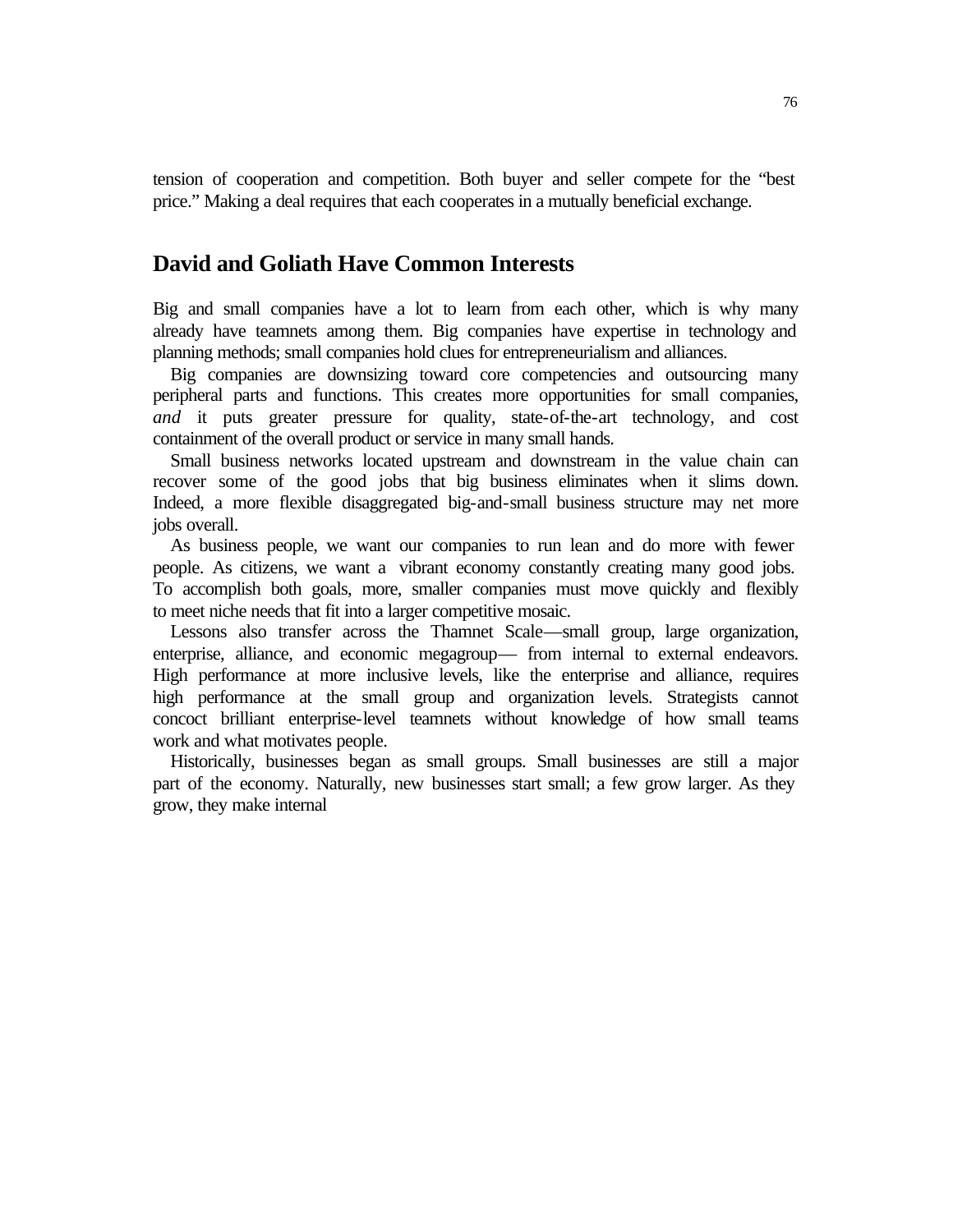tension of cooperation and competition. Both buyer and seller compete for the "best price." Making a deal requires that each cooperates in a mutually beneficial exchange.

## David and Goliath Have Common Interests

Big and small companies have a lot to learn from each other, which is why many already have teamnets among them. Big companies have expertise in technology and planning methods; small companies hold clues for entrepreneurialism and alliances.

Big companies are downsizing toward core competencies and outsourcing many peripheral parts and functions. This creates more opportunities for small companies, *and* it puts greater pressure for quality, state-of-the-art technology, and cost containment of the overall product or service in many small hands.

Small business networks located upstream and downstream in the value chain can recover some of the good jobs that big business eliminates when it slims down. Indeed, a more flexible disaggregated big-and-small business structure may net more jobs overall.

As business people, we want our companies to run lean and do more with fewer people. As citizens, we want a vibrant economy constantly creating many good jobs. To accomplish both goals, more, smaller companies must move quickly and flexibly to meet niche needs that fit into a larger competitive mosaic.

Lessons also transfer across the Thamnet Scale—small group, large organization, enterprise, alliance, and economic megagroup— from internal to external endeavors. High performance at more inclusive levels, like the enterprise and alliance, requires high performance at the small group and organization levels. Strategists cannot concoct brilliant enterprise-level teamnets without knowledge of how small teams work and what motivates people.

Historically, businesses began as small groups. Small businesses are still a major part of the economy. Naturally, new businesses start small; a few grow larger. As they grow, they make internal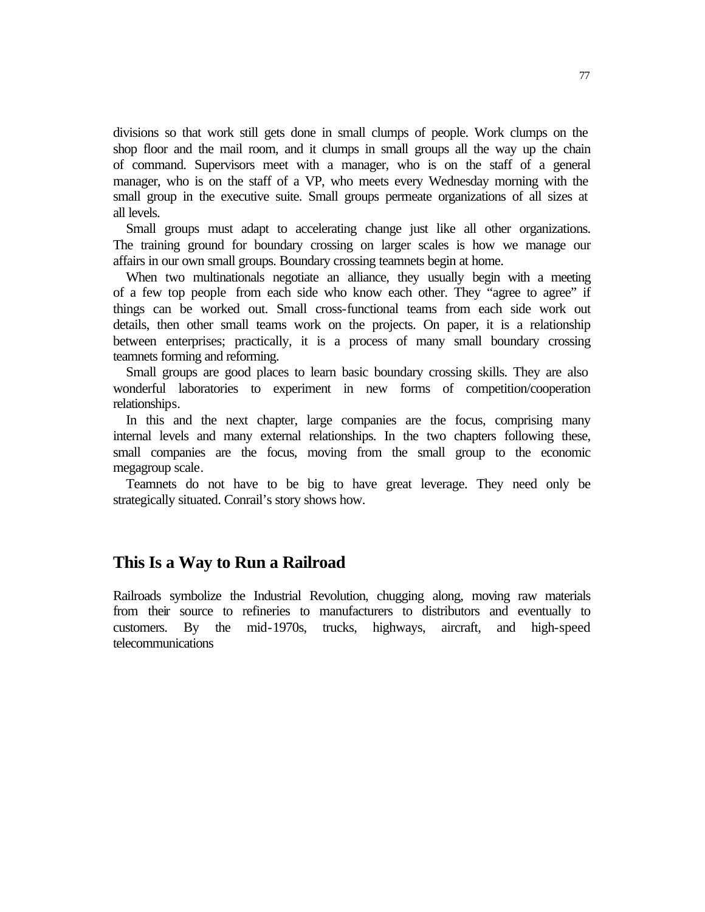divisions so that work still gets done in small clumps of people. Work clumps on the shop floor and the mail room, and it clumps in small groups all the way up the chain of command. Supervisors meet with a manager, who is on the staff of a general manager, who is on the staff of a VP, who meets every Wednesday morning with the small group in the executive suite. Small groups permeate organizations of all sizes at all levels.

Small groups must adapt to accelerating change just like all other organizations. The training ground for boundary crossing on larger scales is how we manage our affairs in our own small groups. Boundary crossing teamnets begin at home.

When two multinationals negotiate an alliance, they usually begin with a meeting of a few top people from each side who know each other. They "agree to agree" if things can be worked out. Small cross-functional teams from each side work out details, then other small teams work on the projects. On paper, it is a relationship between enterprises; practically, it is a process of many small boundary crossing teamnets forming and reforming.

Small groups are good places to learn basic boundary crossing skills. They are also wonderful laboratories to experiment in new forms of competition/cooperation relationships.

In this and the next chapter, large companies are the focus, comprising many internal levels and many external relationships. In the two chapters following these, small companies are the focus, moving from the small group to the economic megagroup scale.

Teamnets do not have to be big to have great leverage. They need only be strategically situated. Conrail's story shows how.

## This Is a Way to Run a Railroad

Railroads symbolize the Industrial Revolution, chugging along, moving raw materials from their source to refineries to manufacturers to distributors and eventually to customers. By the mid-1970s, trucks, highways, aircraft, and high-speed telecommunications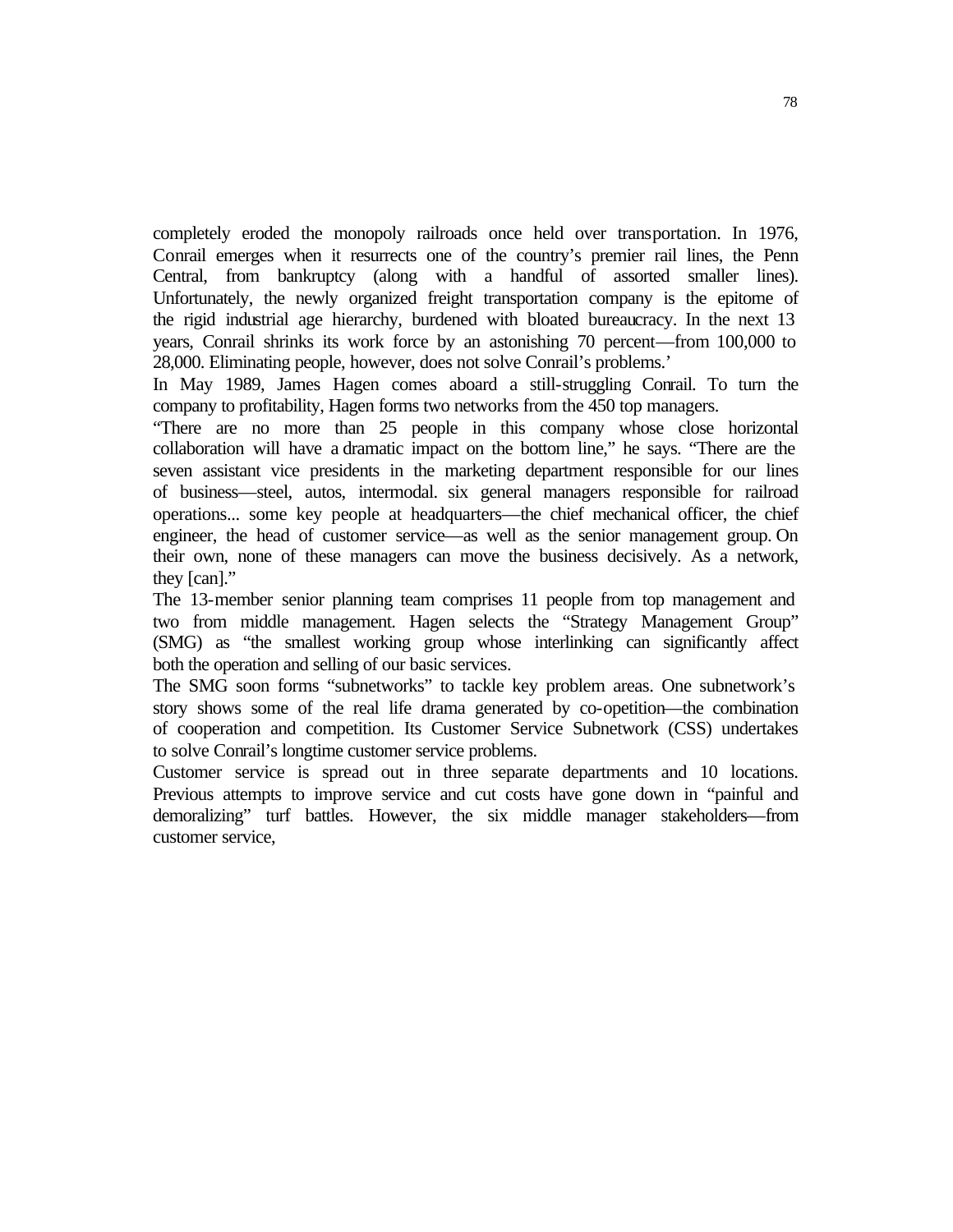completely eroded the monopoly railroads once held over transportation. In 1976, Conrail emerges when it resurrects one of the country's premier rail lines, the Penn Central, from bankruptcy (along with a handful of assorted smaller lines). Unfortunately, the newly organized freight transportation company is the epitome of the rigid industrial age hierarchy, burdened with bloated bureaucracy. In the next 13 years, Conrail shrinks its work force by an astonishing 70 percent—from 100,000 to 28,000. Eliminating people, however, does not solve Conrail's problems.'

In May 1989, James Hagen comes aboard a still-struggling Conrail. To turn the company to profitability, Hagen forms two networks from the 450 top managers.

"There are no more than 25 people in this company whose close horizontal collaboration will have a dramatic impact on the bottom line," he says. "There are the seven assistant vice presidents in the marketing department responsible for our lines of business—steel, autos, intermodal. six general managers responsible for railroad operations... some key people at headquarters—the chief mechanical officer, the chief engineer, the head of customer service—as well as the senior management group. On their own, none of these managers can move the business decisively. As a network, they [can]."

The 13-member senior planning team comprises 11 people from top management and two from middle management. Hagen selects the "Strategy Management Group" (SMG) as "the smallest working group whose interlinking can significantly affect both the operation and selling of our basic services.

The SMG soon forms "subnetworks" to tackle key problem areas. One subnetwork's story shows some of the real life drama generated by co-opetition—the combination of cooperation and competition. Its Customer Service Subnetwork (CSS) undertakes to solve Conrail's longtime customer service problems.

Customer service is spread out in three separate departments and 10 locations. Previous attempts to improve service and cut costs have gone down in "painful and demoralizing" turf battles. However, the six middle manager stakeholders—from customer service,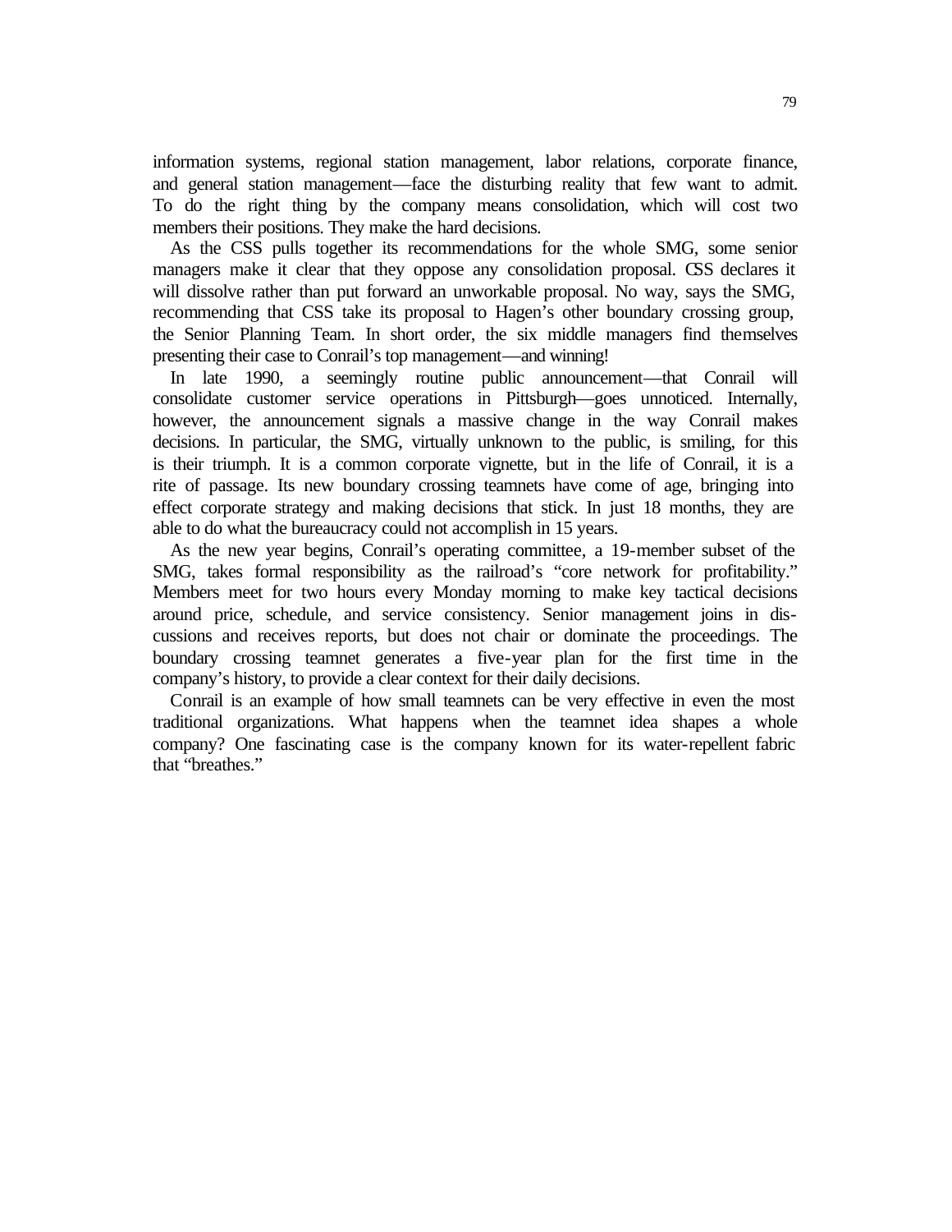information systems, regional station management, labor relations, corporate finance, and general station management—face the disturbing reality that few want to admit. To do the right thing by the company means consolidation, which will cost two members their positions. They make the hard decisions.

As the CSS pulls together its recommendations for the whole SMG, some senior managers make it clear that they oppose any consolidation proposal. CSS declares it will dissolve rather than put forward an unworkable proposal. No way, says the SMG, recommending that CSS take its proposal to Hagen's other boundary crossing group, the Senior Planning Team. In short order, the six middle managers find themselves presenting their case to Conrail's top management—and winning!

In late 1990, a seemingly routine public announcement—that Conrail will consolidate customer service operations in Pittsburgh—goes unnoticed. Internally, however, the announcement signals a massive change in the way Conrail makes decisions. In particular, the SMG, virtually unknown to the public, is smiling, for this is their triumph. It is a common corporate vignette, but in the life of Conrail, it is a rite of passage. Its new boundary crossing teamnets have come of age, bringing into effect corporate strategy and making decisions that stick. In just 18 months, they are able to do what the bureaucracy could not accomplish in 15 years.

As the new year begins, Conrail's operating committee, a 19-member subset of the SMG, takes formal responsibility as the railroad's "core network for profitability." Members meet for two hours every Monday morning to make key tactical decisions around price, schedule, and service consistency. Senior management joins in discussions and receives reports, but does not chair or dominate the proceedings. The boundary crossing teamnet generates a five-year plan for the first time in the company's history, to provide a clear context for their daily decisions.

Conrail is an example of how small teamnets can be very effective in even the most traditional organizations. What happens when the teamnet idea shapes a whole company? One fascinating case is the company known for its water-repellent fabric that "breathes."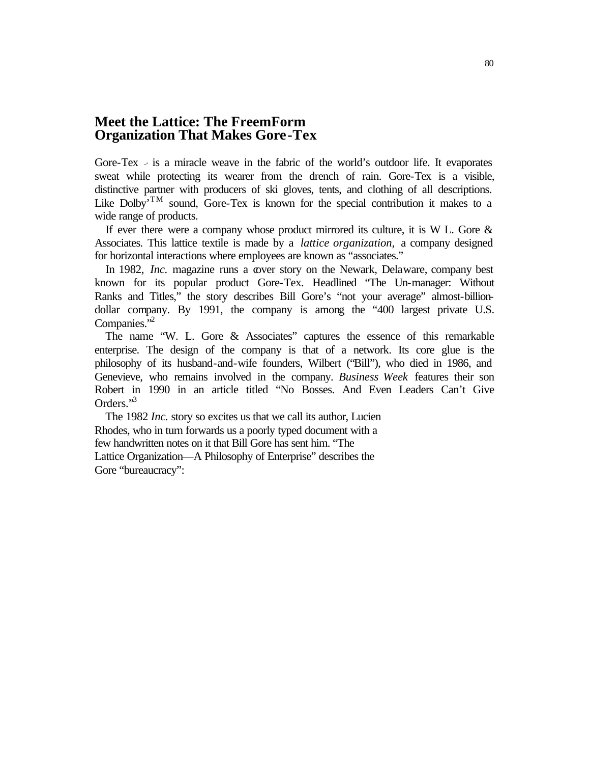## Meet the Lattice: The FreemForm Organization That Makes Gore-Tex

Gore-Tex ™ is a miracle weave in the fabric of the world's outdoor life. It evaporates sweat while protecting its wearer from the drench of rain. Gore-Tex is a visible, distinctive partner with producers of ski gloves, tents, and clothing of all descriptions. Like Dolby'™ sound, Gore-Tex is known for the special contribution it makes to a wide range of products.

If ever there were a company whose product mirrored its culture, it is W L. Gore & Associates. This lattice textile is made by a *lattice organization*, a company designed for horizontal interactions where employees are known as "associates."

In 1982, *Inc.* magazine runs a cover story on the Newark, Delaware, company best known for its popular product Gore-Tex. Headlined "The Un-manager: Without Ranks and Titles," the story describes Bill Gore's "not your average" almost-billion-dollar company. By 1991, the company is among the "400 largest private U.S. Companies."[2]

The name "W. L. Gore & Associates" captures the essence of this remarkable enterprise. The design of the company is that of a network. Its core glue is the philosophy of its husband-and-wife founders, Wilbert ("Bill"), who died in 1986, and Genevieve, who remains involved in the company. *Business Week* features their son Robert in 1990 in an article titled "No Bosses. And Even Leaders Can't Give Orders."[3]

The 1982 *Inc.* story so excites us that we call its author, Lucien Rhodes, who in turn forwards us a poorly typed document with a few handwritten notes on it that Bill Gore has sent him. "The Lattice Organization—A Philosophy of Enterprise" describes the Gore "bureaucracy":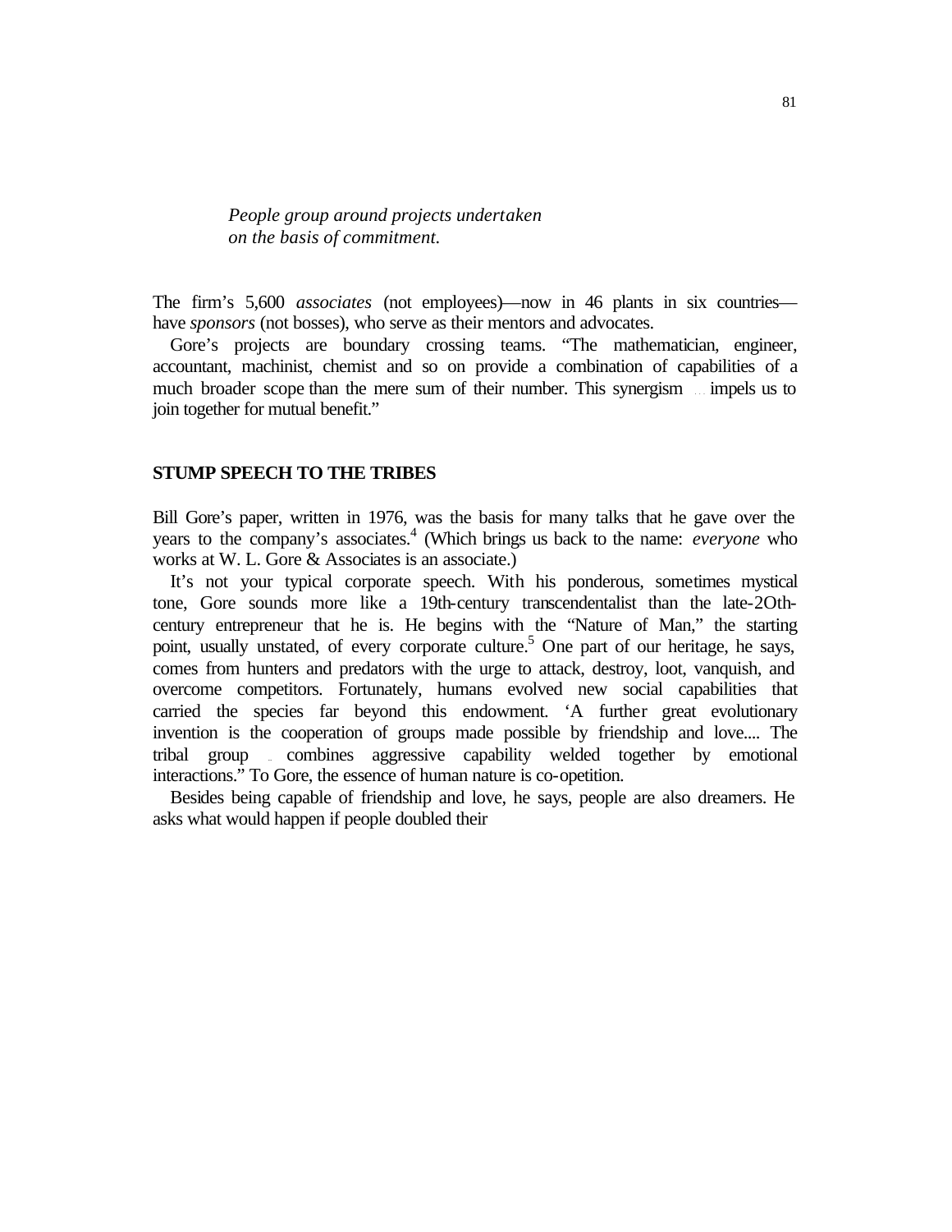*People group around projects undertaken on the basis of commitment.*

The firm's 5,600 *associates* (not employees)—now in 46 plants in six countries—have *sponsors* (not bosses), who serve as their mentors and advocates.

Gore's projects are boundary crossing teams. "The mathematician, engineer, accountant, machinist, chemist and so on provide a combination of capabilities of a much broader scope than the mere sum of their number. This synergism ... impels us to join together for mutual benefit."

## STUMP SPEECH TO THE TRIBES

Bill Gore's paper, written in 1976, was the basis for many talks that he gave over the years to the company's associates.[4] (Which brings us back to the name: *everyone* who works at W. L. Gore & Associates is an associate.)

It's not your typical corporate speech. With his ponderous, sometimes mystical tone, Gore sounds more like a 19th-century transcendentalist than the late-20th-century entrepreneur that he is. He begins with the "Nature of Man," the starting point, usually unstated, of every corporate culture.[5] One part of our heritage, he says, comes from hunters and predators with the urge to attack, destroy, loot, vanquish, and overcome competitors. Fortunately, humans evolved new social capabilities that carried the species far beyond this endowment. 'A further great evolutionary invention is the cooperation of groups made possible by friendship and love.... The tribal group .. combines aggressive capability welded together by emotional interactions." To Gore, the essence of human nature is co-opetition.

Besides being capable of friendship and love, he says, people are also dreamers. He asks what would happen if people doubled their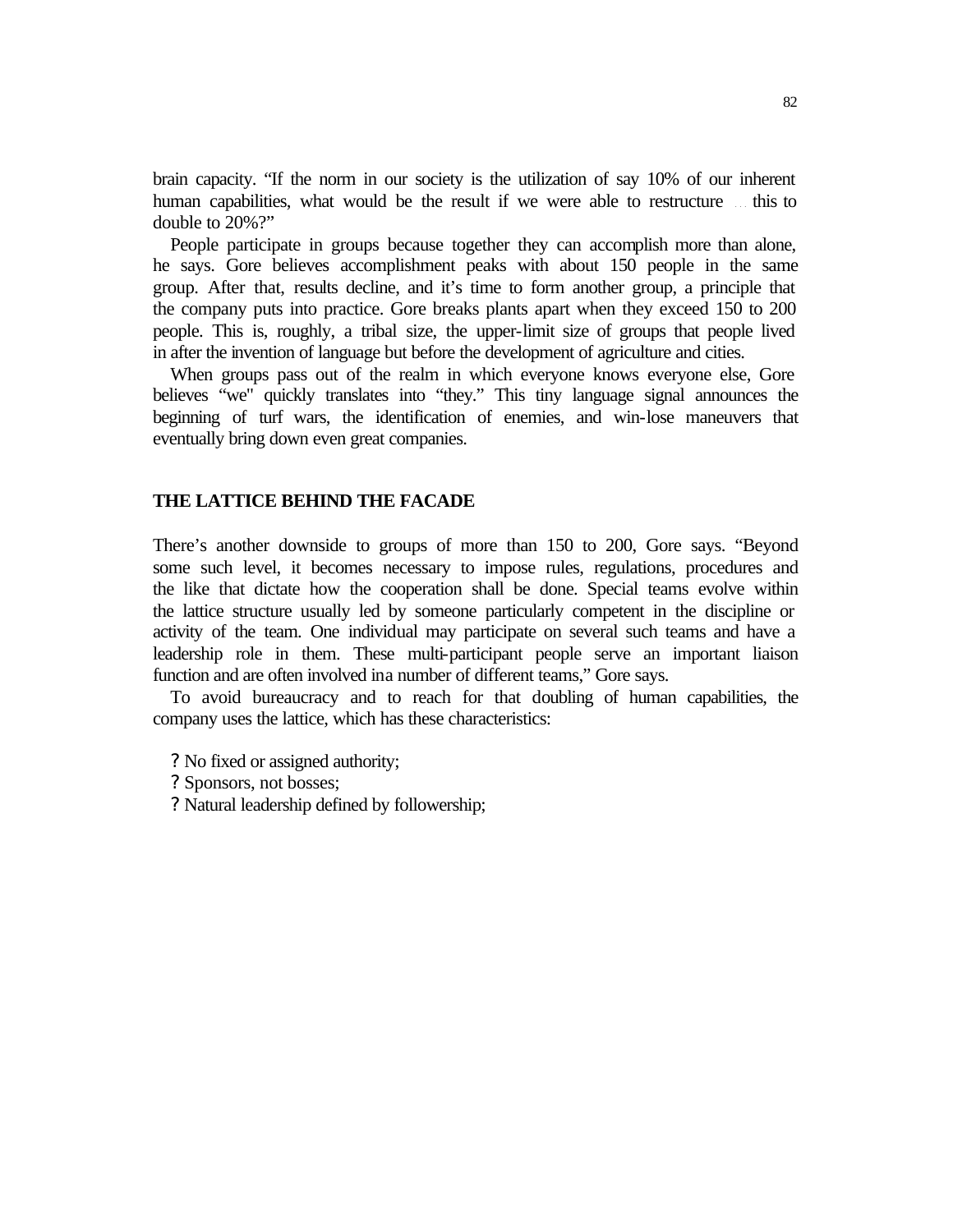brain capacity. “If the norm in our society is the utilization of say 10% of our inherent human capabilities, what would be the result if we were able to restructure … this to double to 20%?”

People participate in groups because together they can accomplish more than alone, he says. Gore believes accomplishment peaks with about 150 people in the same group. After that, results decline, and it’s time to form another group, a principle that the company puts into practice. Gore breaks plants apart when they exceed 150 to 200 people. This is, roughly, a tribal size, the upper-limit size of groups that people lived in after the invention of language but before the development of agriculture and cities.

When groups pass out of the realm in which everyone knows everyone else, Gore believes “we" quickly translates into “they.” This tiny language signal announces the beginning of turf wars, the identification of enemies, and win-lose maneuvers that eventually bring down even great companies.

## THE LATTICE BEHIND THE FACADE

There’s another downside to groups of more than 150 to 200, Gore says. “Beyond some such level, it becomes necessary to impose rules, regulations, procedures and the like that dictate how the cooperation shall be done. Special teams evolve within the lattice structure usually led by someone particularly competent in the discipline or activity of the team. One individual may participate on several such teams and have a leadership role in them. These multi-participant people serve an important liaison function and are often involved ina number of different teams,” Gore says.

To avoid bureaucracy and to reach for that doubling of human capabilities, the company uses the lattice, which has these characteristics:

- No fixed or assigned authority;
- Sponsors, not bosses;
- Natural leadership defined by followership;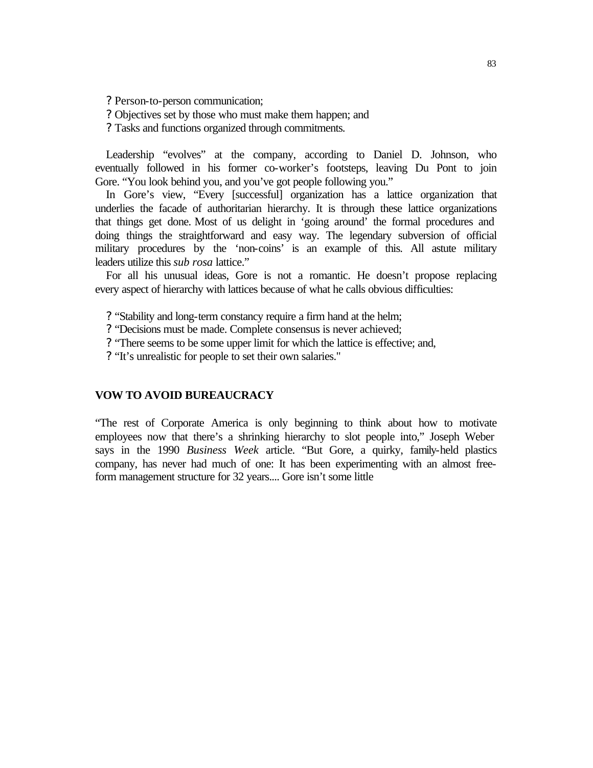- Person-to-person communication;
- Objectives set by those who must make them happen; and
- Tasks and functions organized through commitments.

Leadership "evolves" at the company, according to Daniel D. Johnson, who eventually followed in his former co-worker's footsteps, leaving Du Pont to join Gore. "You look behind you, and you've got people following you."

In Gore's view, "Every [successful] organization has a lattice organization that underlies the facade of authoritarian hierarchy. It is through these lattice organizations that things get done. Most of us delight in 'going around' the formal procedures and doing things the straightforward and easy way. The legendary subversion of official military procedures by the 'non-coins' is an example of this. All astute military leaders utilize this *sub rosa* lattice."

For all his unusual ideas, Gore is not a romantic. He doesn't propose replacing every aspect of hierarchy with lattices because of what he calls obvious difficulties:

- "Stability and long-term constancy require a firm hand at the helm;
- "Decisions must be made. Complete consensus is never achieved;
- "There seems to be some upper limit for which the lattice is effective; and,
- "It's unrealistic for people to set their own salaries."

## VOW TO AVOID BUREAUCRACY

"The rest of Corporate America is only beginning to think about how to motivate employees now that there's a shrinking hierarchy to slot people into," Joseph Weber says in the 1990 *Business Week* article. "But Gore, a quirky, family-held plastics company, has never had much of one: It has been experimenting with an almost free-form management structure for 32 years.... Gore isn't some little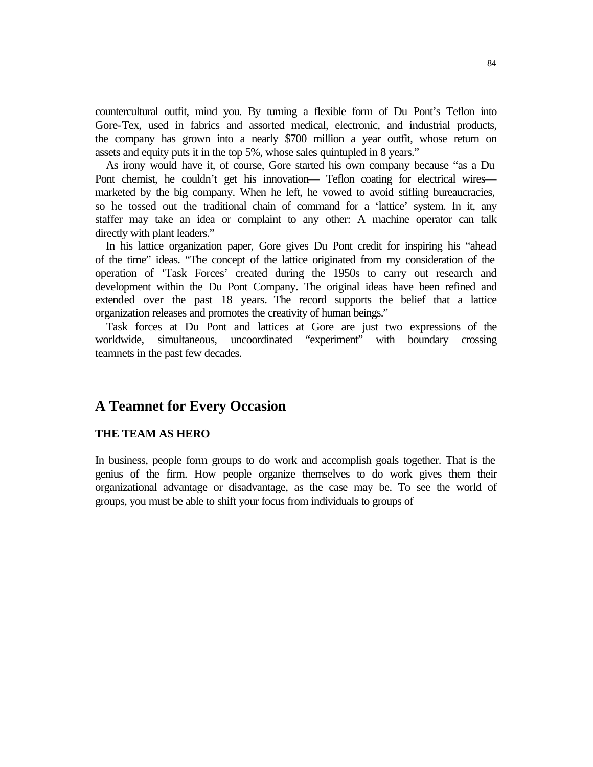countercultural outfit, mind you. By turning a flexible form of Du Pont's Teflon into Gore-Tex, used in fabrics and assorted medical, electronic, and industrial products, the company has grown into a nearly $700 million a year outfit, whose return on assets and equity puts it in the top 5%, whose sales quintupled in 8 years."

As irony would have it, of course, Gore started his own company because "as a Du Pont chemist, he couldn't get his innovation— Teflon coating for electrical wires— marketed by the big company. When he left, he vowed to avoid stifling bureaucracies, so he tossed out the traditional chain of command for a 'lattice' system. In it, any staffer may take an idea or complaint to any other: A machine operator can talk directly with plant leaders."

In his lattice organization paper, Gore gives Du Pont credit for inspiring his "ahead of the time" ideas. "The concept of the lattice originated from my consideration of the operation of 'Task Forces' created during the 1950s to carry out research and development within the Du Pont Company. The original ideas have been refined and extended over the past 18 years. The record supports the belief that a lattice organization releases and promotes the creativity of human beings."

Task forces at Du Pont and lattices at Gore are just two expressions of the worldwide, simultaneous, uncoordinated "experiment" with boundary crossing teamnets in the past few decades.

## A Teamnet for Every Occasion

### THE TEAM AS HERO

In business, people form groups to do work and accomplish goals together. That is the genius of the firm. How people organize themselves to do work gives them their organizational advantage or disadvantage, as the case may be. To see the world of groups, you must be able to shift your focus from individuals to groups of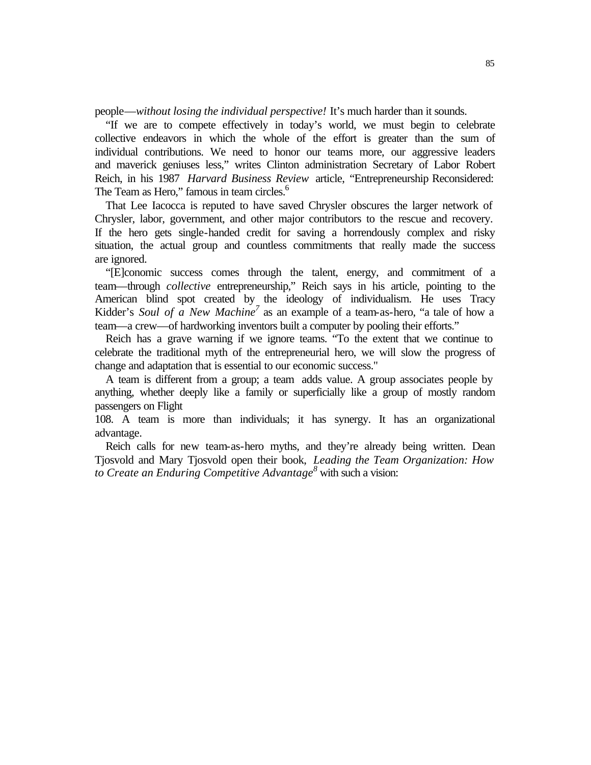people—*without losing the individual perspective!* It's much harder than it sounds.

"If we are to compete effectively in today's world, we must begin to celebrate collective endeavors in which the whole of the effort is greater than the sum of individual contributions. We need to honor our teams more, our aggressive leaders and maverick geniuses less," writes Clinton administration Secretary of Labor Robert Reich, in his 1987 *Harvard Business Review* article, "Entrepreneurship Reconsidered: The Team as Hero," famous in team circles.[6]

That Lee Iacocca is reputed to have saved Chrysler obscures the larger network of Chrysler, labor, government, and other major contributors to the rescue and recovery. If the hero gets single-handed credit for saving a horrendously complex and risky situation, the actual group and countless commitments that really made the success are ignored.

"[E]conomic success comes through the talent, energy, and commitment of a team—through *collective* entrepreneurship," Reich says in his article, pointing to the American blind spot created by the ideology of individualism. He uses Tracy Kidder's *Soul of a New Machine*[7] as an example of a team-as-hero, "a tale of how a team—a crew—of hardworking inventors built a computer by pooling their efforts."

Reich has a grave warning if we ignore teams. "To the extent that we continue to celebrate the traditional myth of the entrepreneurial hero, we will slow the progress of change and adaptation that is essential to our economic success."

A team is different from a group; a team adds value. A group associates people by anything, whether deeply like a family or superficially like a group of mostly random passengers on Flight 108. A team is more than individuals; it has synergy. It has an organizational advantage.

Reich calls for new team-as-hero myths, and they're already being written. Dean Tjosvold and Mary Tjosvold open their book, *Leading the Team Organization: How to Create an Enduring Competitive Advantage*[8] with such a vision: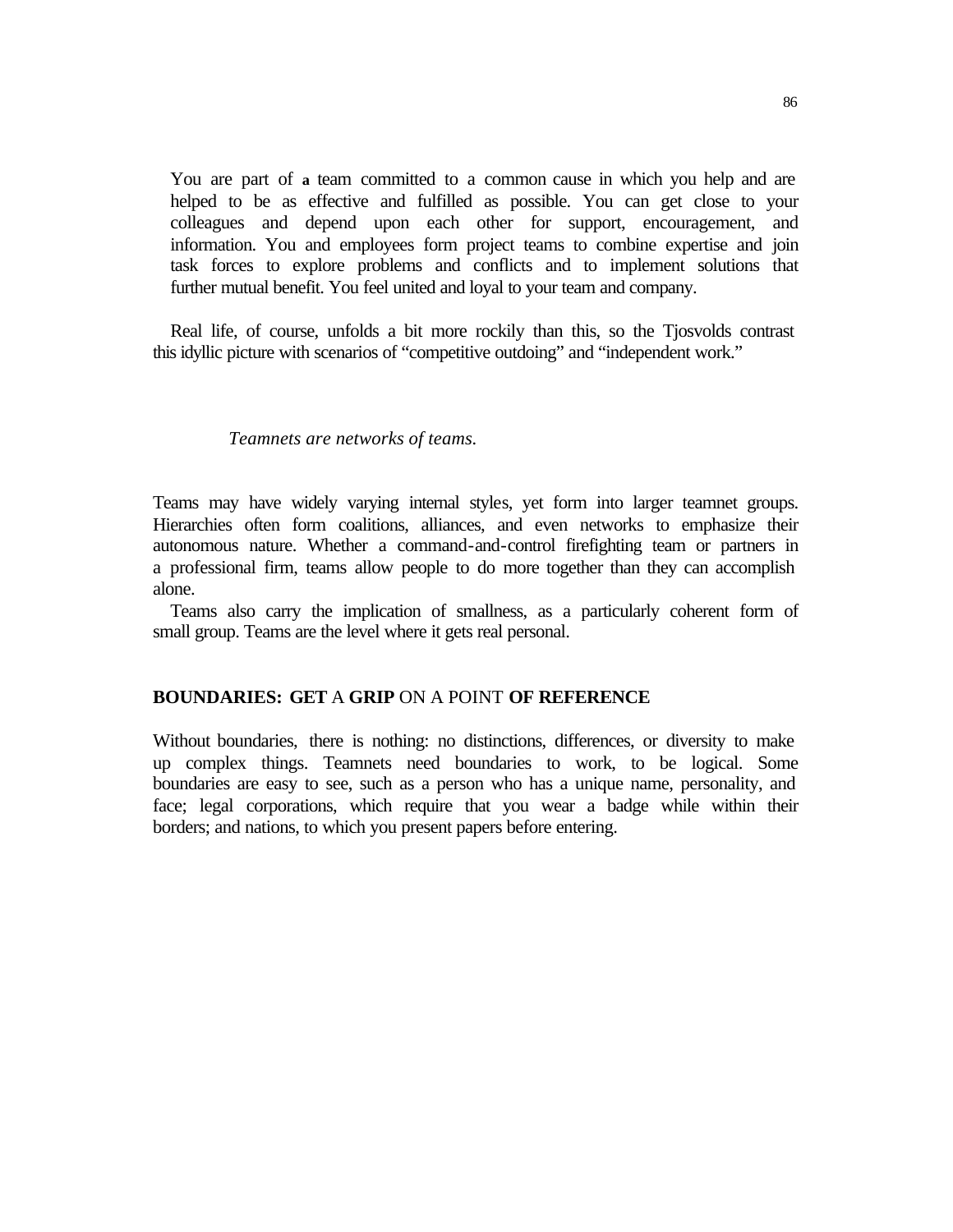> You are part of a team committed to a common cause in which you help and are helped to be as effective and fulfilled as possible. You can get close to your colleagues and depend upon each other for support, encouragement, and information. You and employees form project teams to combine expertise and join task forces to explore problems and conflicts and to implement solutions that further mutual benefit. You feel united and loyal to your team and company.

Real life, of course, unfolds a bit more rockily than this, so the Tjosvolds contrast this idyllic picture with scenarios of "competitive outdoing" and "independent work."

*Teamnets are networks of teams.*

Teams may have widely varying internal styles, yet form into larger teamnet groups. Hierarchies often form coalitions, alliances, and even networks to emphasize their autonomous nature. Whether a command-and-control firefighting team or partners in a professional firm, teams allow people to do more together than they can accomplish alone.

Teams also carry the implication of smallness, as a particularly coherent form of small group. Teams are the level where it gets real personal.

## BOUNDARIES: GET A GRIP ON A POINT OF REFERENCE

Without boundaries, there is nothing: no distinctions, differences, or diversity to make up complex things. Teamnets need boundaries to work, to be logical. Some boundaries are easy to see, such as a person who has a unique name, personality, and face; legal corporations, which require that you wear a badge while within their borders; and nations, to which you present papers before entering.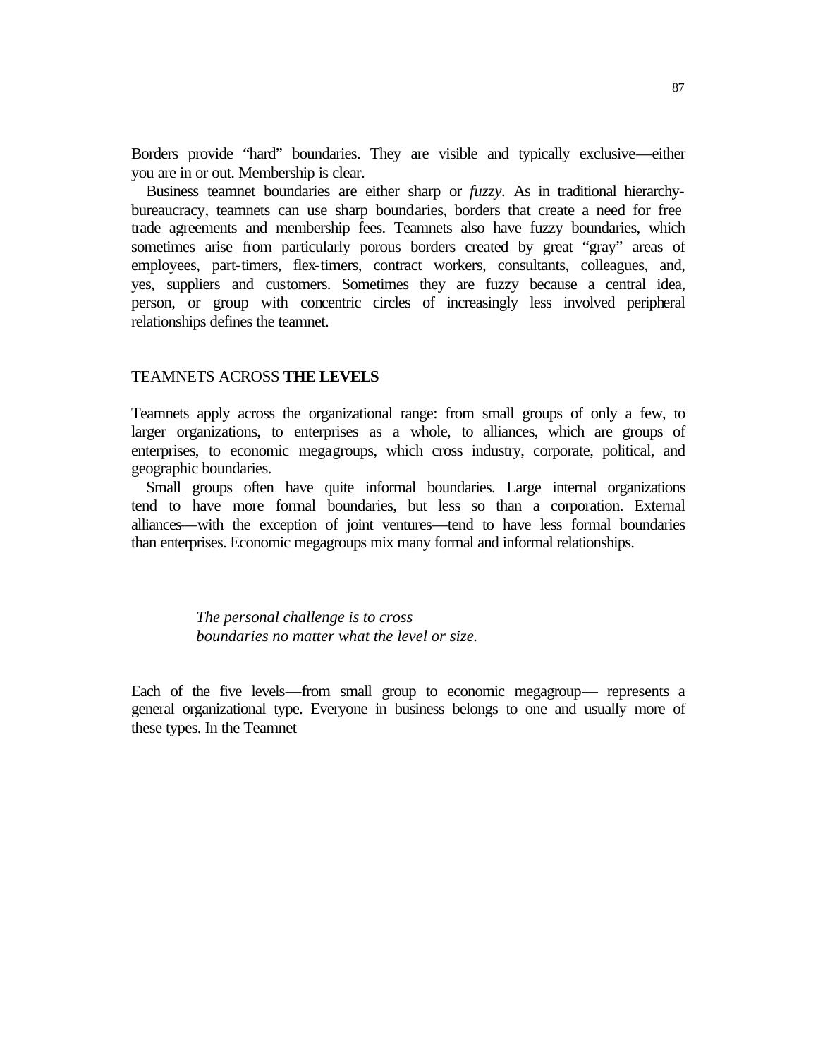Borders provide "hard" boundaries. They are visible and typically exclusive—either you are in or out. Membership is clear.

Business teamnet boundaries are either sharp or *fuzzy*. As in traditional hierarchy-bureaucracy, teamnets can use sharp boundaries, borders that create a need for free trade agreements and membership fees. Teamnets also have fuzzy boundaries, which sometimes arise from particularly porous borders created by great "gray" areas of employees, part-timers, flex-timers, contract workers, consultants, colleagues, and, yes, suppliers and customers. Sometimes they are fuzzy because a central idea, person, or group with concentric circles of increasingly less involved peripheral relationships defines the teamnet.

## TEAMNETS ACROSS **THE LEVELS**

Teamnets apply across the organizational range: from small groups of only a few, to larger organizations, to enterprises as a whole, to alliances, which are groups of enterprises, to economic megagroups, which cross industry, corporate, political, and geographic boundaries.

Small groups often have quite informal boundaries. Large internal organizations tend to have more formal boundaries, but less so than a corporation. External alliances—with the exception of joint ventures—tend to have less formal boundaries than enterprises. Economic megagroups mix many formal and informal relationships.

> *The personal challenge is to cross boundaries no matter what the level or size.*

Each of the five levels—from small group to economic megagroup— represents a general organizational type. Everyone in business belongs to one and usually more of these types. In the Teamnet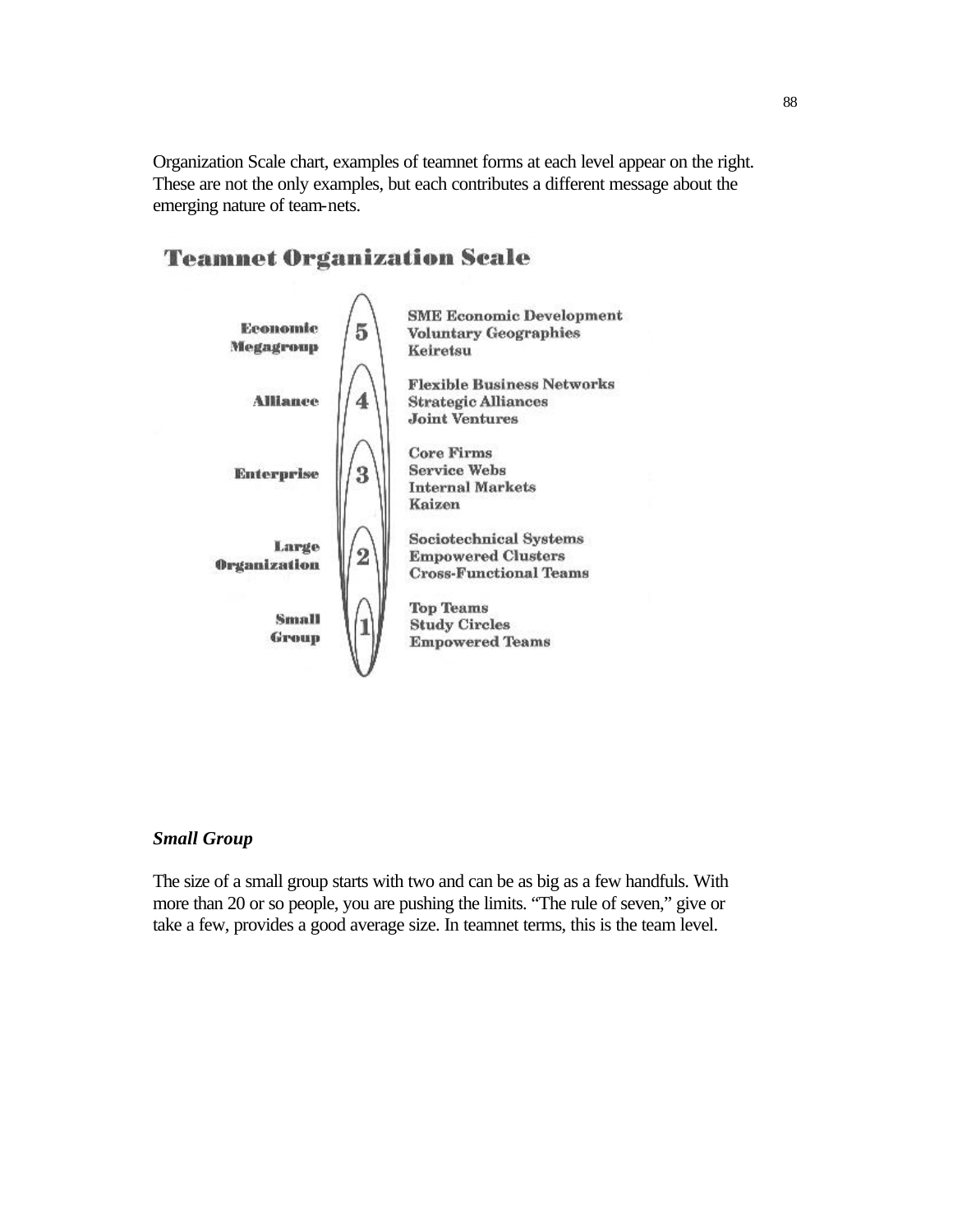Organization Scale chart, examples of teamnet forms at each level appear on the right. These are not the only examples, but each contributes a different message about the emerging nature of team-nets.

**Teamnet Organization Scale**

| Level | | Examples |
|---|---|---|
| Economic Megagroup | 5 | SME Economic Development<br>Voluntary Geographies<br>Keiretsu |
| Alliance | 4 | Flexible Business Networks<br>Strategic Alliances<br>Joint Ventures |
| Enterprise | 3 | Core Firms<br>Service Webs<br>Internal Markets<br>Kaizen |
| Large Organization | 2 | Sociotechnical Systems<br>Empowered Clusters<br>Cross-Functional Teams |
| Small Group | 1 | Top Teams<br>Study Circles<br>Empowered Teams |

***Small Group***

The size of a small group starts with two and can be as big as a few handfuls. With more than 20 or so people, you are pushing the limits. "The rule of seven," give or take a few, provides a good average size. In teamnet terms, this is the team level.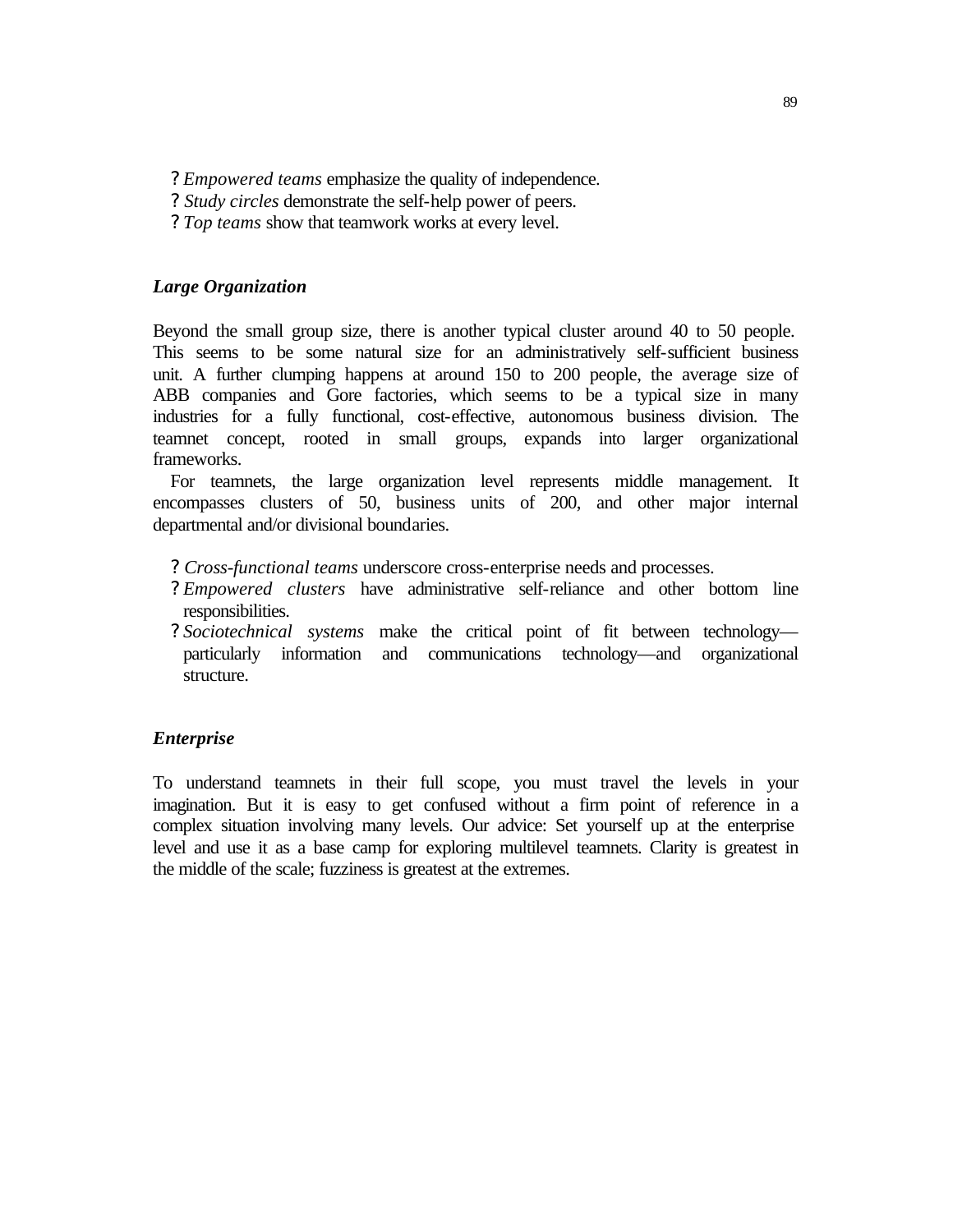- *Empowered teams* emphasize the quality of independence.
- *Study circles* demonstrate the self-help power of peers.
- *Top teams* show that teamwork works at every level.

### *Large Organization*

Beyond the small group size, there is another typical cluster around 40 to 50 people. This seems to be some natural size for an administratively self-sufficient business unit. A further clumping happens at around 150 to 200 people, the average size of ABB companies and Gore factories, which seems to be a typical size in many industries for a fully functional, cost-effective, autonomous business division. The teamnet concept, rooted in small groups, expands into larger organizational frameworks.

For teamnets, the large organization level represents middle management. It encompasses clusters of 50, business units of 200, and other major internal departmental and/or divisional boundaries.

- *Cross-functional teams* underscore cross-enterprise needs and processes.
- *Empowered clusters* have administrative self-reliance and other bottom line responsibilities.
- *Sociotechnical systems* make the critical point of fit between technology—particularly information and communications technology—and organizational structure.

### *Enterprise*

To understand teamnets in their full scope, you must travel the levels in your imagination. But it is easy to get confused without a firm point of reference in a complex situation involving many levels. Our advice: Set yourself up at the enterprise level and use it as a base camp for exploring multilevel teamnets. Clarity is greatest in the middle of the scale; fuzziness is greatest at the extremes.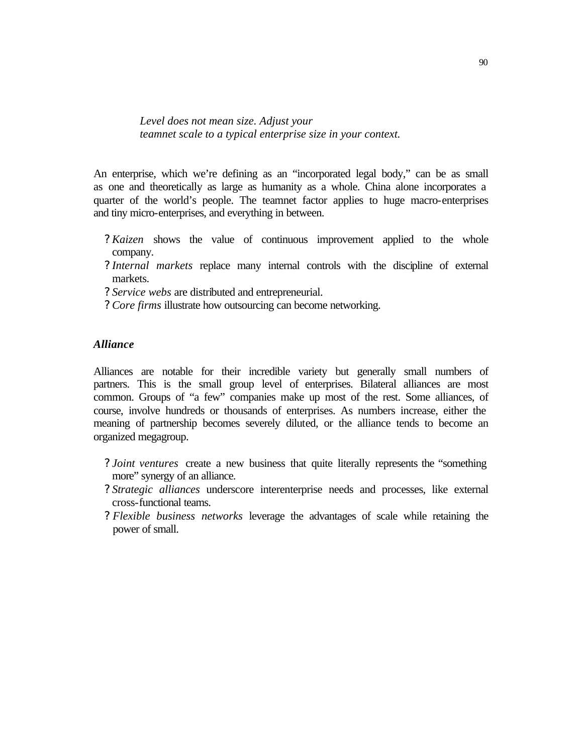*Level does not mean size. Adjust your teamnet scale to a typical enterprise size in your context.*

An enterprise, which we're defining as an "incorporated legal body," can be as small as one and theoretically as large as humanity as a whole. China alone incorporates a quarter of the world's people. The teamnet factor applies to huge macro-enterprises and tiny micro-enterprises, and everything in between.

- *Kaizen* shows the value of continuous improvement applied to the whole company.
- *Internal markets* replace many internal controls with the discipline of external markets.
- *Service webs* are distributed and entrepreneurial.
- *Core firms* illustrate how outsourcing can become networking.

### *Alliance*

Alliances are notable for their incredible variety but generally small numbers of partners. This is the small group level of enterprises. Bilateral alliances are most common. Groups of "a few" companies make up most of the rest. Some alliances, of course, involve hundreds or thousands of enterprises. As numbers increase, either the meaning of partnership becomes severely diluted, or the alliance tends to become an organized megagroup.

- *Joint ventures* create a new business that quite literally represents the "something more" synergy of an alliance.
- *Strategic alliances* underscore interenterprise needs and processes, like external cross-functional teams.
- *Flexible business networks* leverage the advantages of scale while retaining the power of small.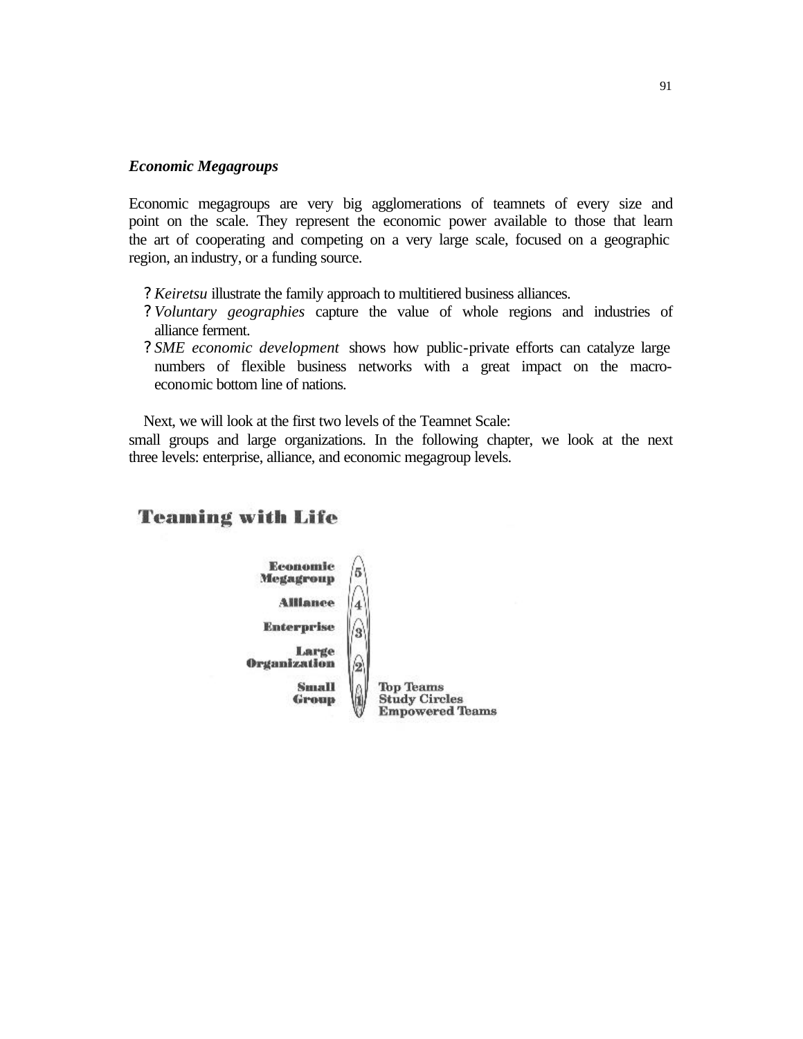***Economic Megagroups***

Economic megagroups are very big agglomerations of teamnets of every size and point on the scale. They represent the economic power available to those that learn the art of cooperating and competing on a very large scale, focused on a geographic region, an industry, or a funding source.

- *Keiretsu* illustrate the family approach to multitiered business alliances.
- *Voluntary geographies* capture the value of whole regions and industries of alliance ferment.
- *SME economic development* shows how public-private efforts can catalyze large numbers of flexible business networks with a great impact on the macro-economic bottom line of nations.

Next, we will look at the first two levels of the Teamnet Scale: small groups and large organizations. In the following chapter, we look at the next three levels: enterprise, alliance, and economic megagroup levels.

**Teaming with Life**

5 Economic Megagroup
4 Alliance
3 Enterprise
2 Large Organization
1 Small Group — Top Teams, Study Circles, Empowered Teams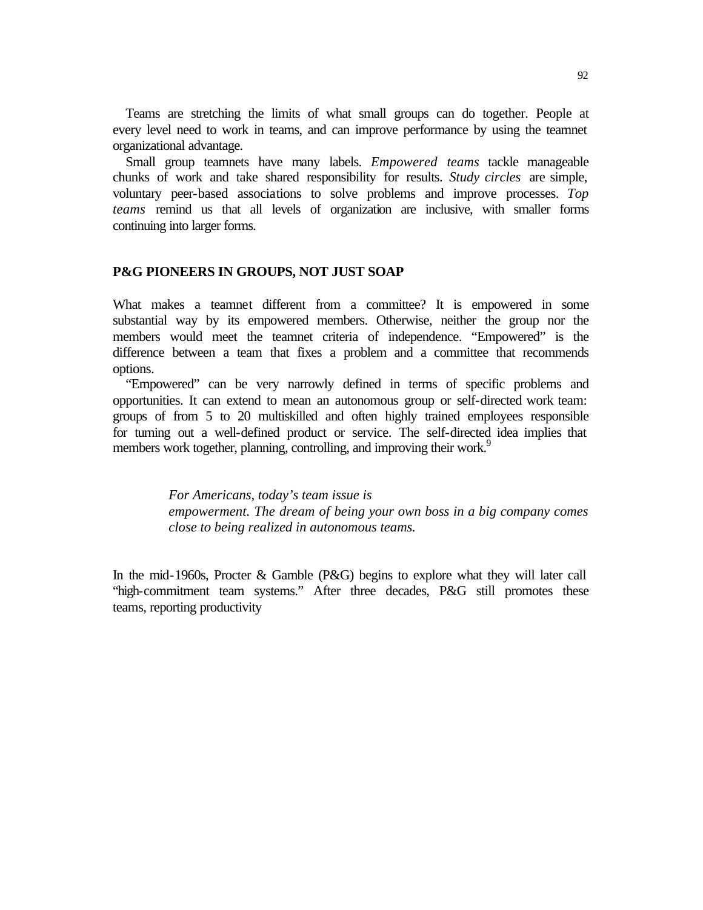Teams are stretching the limits of what small groups can do together. People at every level need to work in teams, and can improve performance by using the teamnet organizational advantage.

Small group teamnets have many labels. *Empowered teams* tackle manageable chunks of work and take shared responsibility for results. *Study circles* are simple, voluntary peer-based associations to solve problems and improve processes. *Top teams* remind us that all levels of organization are inclusive, with smaller forms continuing into larger forms.

## P&G PIONEERS IN GROUPS, NOT JUST SOAP

What makes a teamnet different from a committee? It is empowered in some substantial way by its empowered members. Otherwise, neither the group nor the members would meet the teamnet criteria of independence. "Empowered" is the difference between a team that fixes a problem and a committee that recommends options.

"Empowered" can be very narrowly defined in terms of specific problems and opportunities. It can extend to mean an autonomous group or self-directed work team: groups of from 5 to 20 multiskilled and often highly trained employees responsible for turning out a well-defined product or service. The self-directed idea implies that members work together, planning, controlling, and improving their work.[9]

> *For Americans, today's team issue is empowerment. The dream of being your own boss in a big company comes close to being realized in autonomous teams.*

In the mid-1960s, Procter & Gamble (P&G) begins to explore what they will later call "high-commitment team systems." After three decades, P&G still promotes these teams, reporting productivity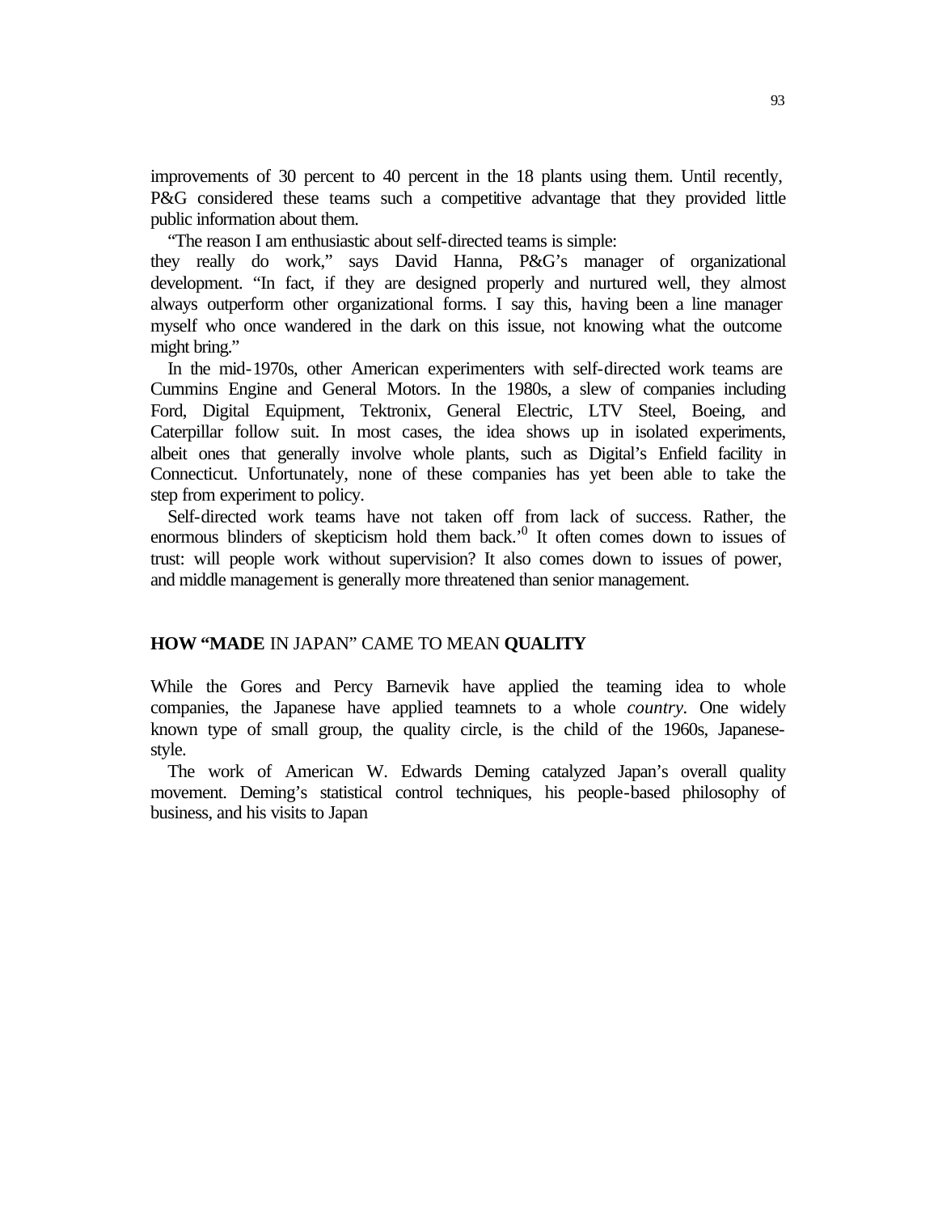improvements of 30 percent to 40 percent in the 18 plants using them. Until recently, P&G considered these teams such a competitive advantage that they provided little public information about them.

"The reason I am enthusiastic about self-directed teams is simple: they really do work," says David Hanna, P&G's manager of organizational development. "In fact, if they are designed properly and nurtured well, they almost always outperform other organizational forms. I say this, having been a line manager myself who once wandered in the dark on this issue, not knowing what the outcome might bring."

In the mid-1970s, other American experimenters with self-directed work teams are Cummins Engine and General Motors. In the 1980s, a slew of companies including Ford, Digital Equipment, Tektronix, General Electric, LTV Steel, Boeing, and Caterpillar follow suit. In most cases, the idea shows up in isolated experiments, albeit ones that generally involve whole plants, such as Digital's Enfield facility in Connecticut. Unfortunately, none of these companies has yet been able to take the step from experiment to policy.

Self-directed work teams have not taken off from lack of success. Rather, the enormous blinders of skepticism hold them back.'[0] It often comes down to issues of trust: will people work without supervision? It also comes down to issues of power, and middle management is generally more threatened than senior management.

## HOW "MADE IN JAPAN" CAME TO MEAN QUALITY

While the Gores and Percy Barnevik have applied the teaming idea to whole companies, the Japanese have applied teamnets to a whole *country*. One widely known type of small group, the quality circle, is the child of the 1960s, Japanese-style.

The work of American W. Edwards Deming catalyzed Japan's overall quality movement. Deming's statistical control techniques, his people-based philosophy of business, and his visits to Japan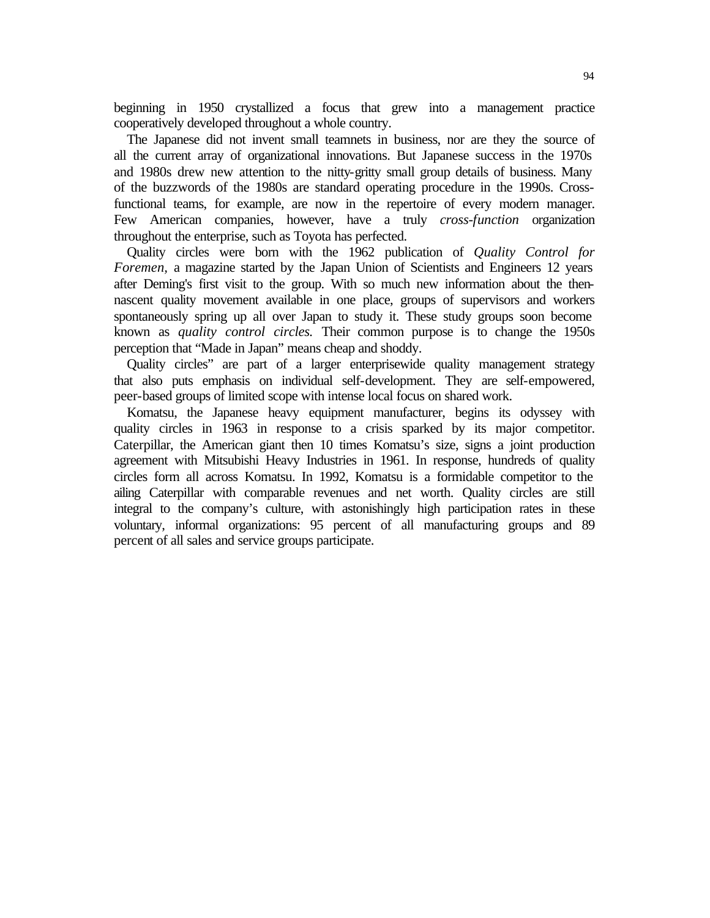beginning in 1950 crystallized a focus that grew into a management practice cooperatively developed throughout a whole country.

The Japanese did not invent small teamnets in business, nor are they the source of all the current array of organizational innovations. But Japanese success in the 1970s and 1980s drew new attention to the nitty-gritty small group details of business. Many of the buzzwords of the 1980s are standard operating procedure in the 1990s. Cross-functional teams, for example, are now in the repertoire of every modern manager. Few American companies, however, have a truly *cross-function* organization throughout the enterprise, such as Toyota has perfected.

Quality circles were born with the 1962 publication of *Quality Control for Foremen*, a magazine started by the Japan Union of Scientists and Engineers 12 years after Deming's first visit to the group. With so much new information about the then-nascent quality movement available in one place, groups of supervisors and workers spontaneously spring up all over Japan to study it. These study groups soon become known as *quality control circles.* Their common purpose is to change the 1950s perception that "Made in Japan" means cheap and shoddy.

Quality circles" are part of a larger enterprisewide quality management strategy that also puts emphasis on individual self-development. They are self-empowered, peer-based groups of limited scope with intense local focus on shared work.

Komatsu, the Japanese heavy equipment manufacturer, begins its odyssey with quality circles in 1963 in response to a crisis sparked by its major competitor. Caterpillar, the American giant then 10 times Komatsu's size, signs a joint production agreement with Mitsubishi Heavy Industries in 1961. In response, hundreds of quality circles form all across Komatsu. In 1992, Komatsu is a formidable competitor to the ailing Caterpillar with comparable revenues and net worth. Quality circles are still integral to the company's culture, with astonishingly high participation rates in these voluntary, informal organizations: 95 percent of all manufacturing groups and 89 percent of all sales and service groups participate.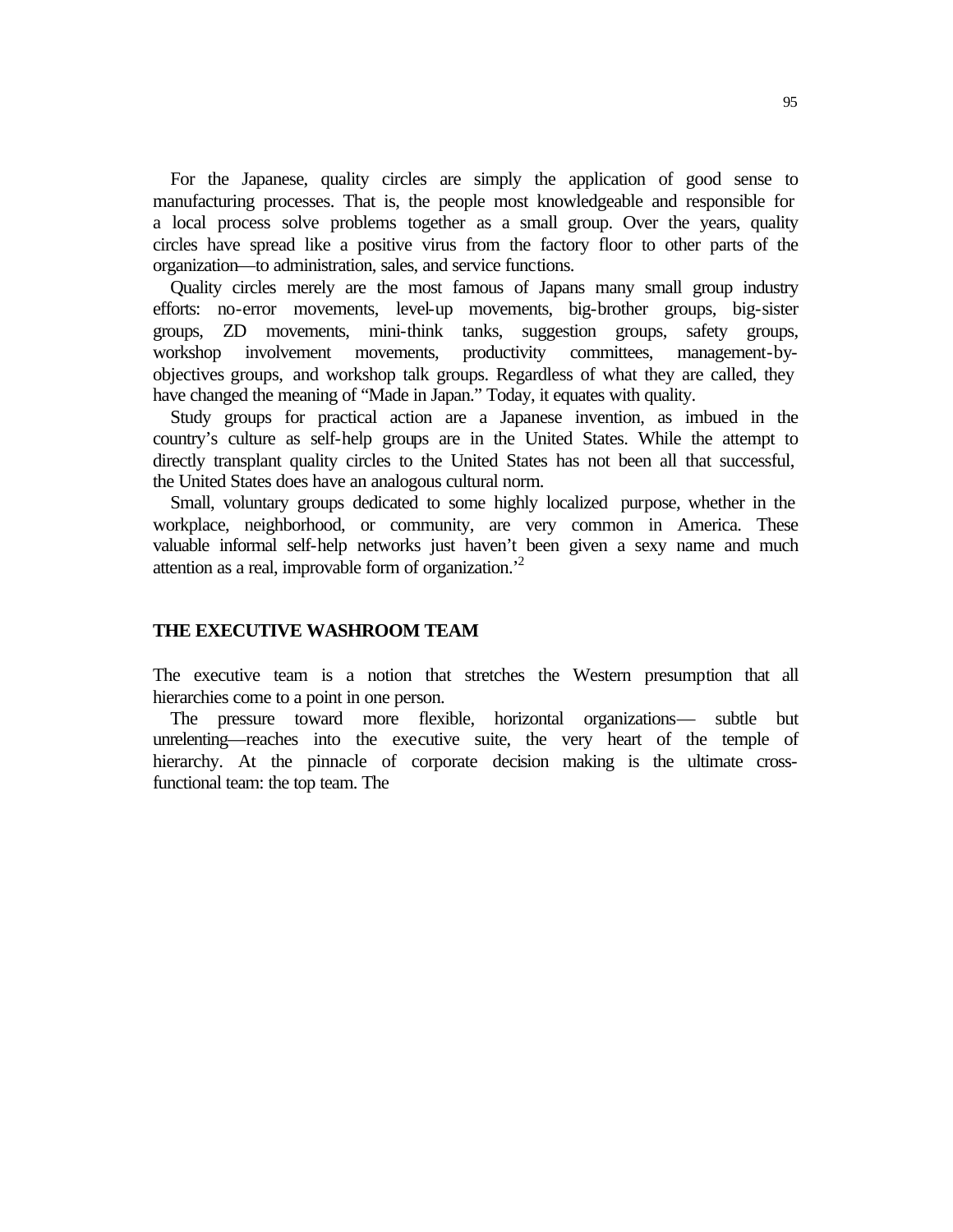For the Japanese, quality circles are simply the application of good sense to manufacturing processes. That is, the people most knowledgeable and responsible for a local process solve problems together as a small group. Over the years, quality circles have spread like a positive virus from the factory floor to other parts of the organization—to administration, sales, and service functions.

Quality circles merely are the most famous of Japans many small group industry efforts: no-error movements, level-up movements, big-brother groups, big-sister groups, ZD movements, mini-think tanks, suggestion groups, safety groups, workshop involvement movements, productivity committees, management-by-objectives groups, and workshop talk groups. Regardless of what they are called, they have changed the meaning of "Made in Japan." Today, it equates with quality.

Study groups for practical action are a Japanese invention, as imbued in the country's culture as self-help groups are in the United States. While the attempt to directly transplant quality circles to the United States has not been all that successful, the United States does have an analogous cultural norm.

Small, voluntary groups dedicated to some highly localized purpose, whether in the workplace, neighborhood, or community, are very common in America. These valuable informal self-help networks just haven't been given a sexy name and much attention as a real, improvable form of organization.'[2]

## THE EXECUTIVE WASHROOM TEAM

The executive team is a notion that stretches the Western presumption that all hierarchies come to a point in one person.

The pressure toward more flexible, horizontal organizations— subtle but unrelenting—reaches into the executive suite, the very heart of the temple of hierarchy. At the pinnacle of corporate decision making is the ultimate cross-functional team: the top team. The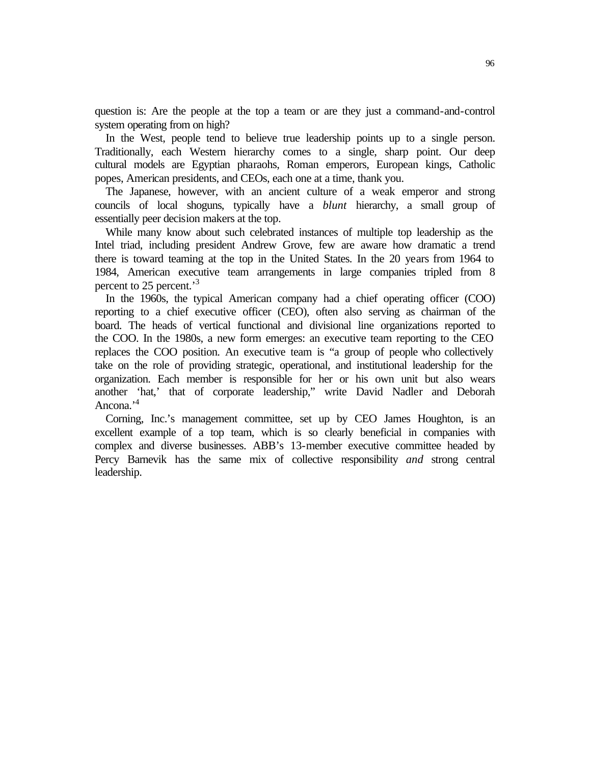question is: Are the people at the top a team or are they just a command-and-control system operating from on high?

In the West, people tend to believe true leadership points up to a single person. Traditionally, each Western hierarchy comes to a single, sharp point. Our deep cultural models are Egyptian pharaohs, Roman emperors, European kings, Catholic popes, American presidents, and CEOs, each one at a time, thank you.

The Japanese, however, with an ancient culture of a weak emperor and strong councils of local shoguns, typically have a *blunt* hierarchy, a small group of essentially peer decision makers at the top.

While many know about such celebrated instances of multiple top leadership as the Intel triad, including president Andrew Grove, few are aware how dramatic a trend there is toward teaming at the top in the United States. In the 20 years from 1964 to 1984, American executive team arrangements in large companies tripled from 8 percent to 25 percent.'[3]

In the 1960s, the typical American company had a chief operating officer (COO) reporting to a chief executive officer (CEO), often also serving as chairman of the board. The heads of vertical functional and divisional line organizations reported to the COO. In the 1980s, a new form emerges: an executive team reporting to the CEO replaces the COO position. An executive team is "a group of people who collectively take on the role of providing strategic, operational, and institutional leadership for the organization. Each member is responsible for her or his own unit but also wears another 'hat,' that of corporate leadership," write David Nadler and Deborah Ancona.'[4]

Corning, Inc.'s management committee, set up by CEO James Houghton, is an excellent example of a top team, which is so clearly beneficial in companies with complex and diverse businesses. ABB's 13-member executive committee headed by Percy Barnevik has the same mix of collective responsibility *and* strong central leadership.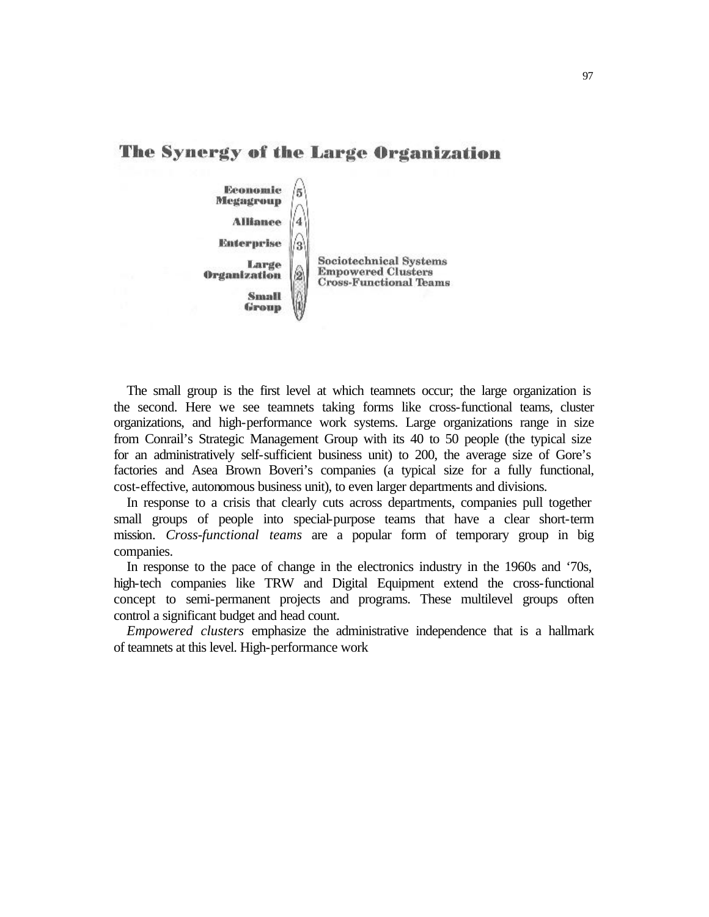## The Synergy of the Large Organization

Economic Megagroup (5)
Alliance (4)
Enterprise (3)
Large Organization (2) — Sociotechnical Systems, Empowered Clusters, Cross-Functional Teams
Small Group (1)

The small group is the first level at which teamnets occur; the large organization is the second. Here we see teamnets taking forms like cross-functional teams, cluster organizations, and high-performance work systems. Large organizations range in size from Conrail's Strategic Management Group with its 40 to 50 people (the typical size for an administratively self-sufficient business unit) to 200, the average size of Gore's factories and Asea Brown Boveri's companies (a typical size for a fully functional, cost-effective, autonomous business unit), to even larger departments and divisions.

In response to a crisis that clearly cuts across departments, companies pull together small groups of people into special-purpose teams that have a clear short-term mission. *Cross-functional teams* are a popular form of temporary group in big companies.

In response to the pace of change in the electronics industry in the 1960s and '70s, high-tech companies like TRW and Digital Equipment extend the cross-functional concept to semi-permanent projects and programs. These multilevel groups often control a significant budget and head count.

*Empowered clusters* emphasize the administrative independence that is a hallmark of teamnets at this level. High-performance work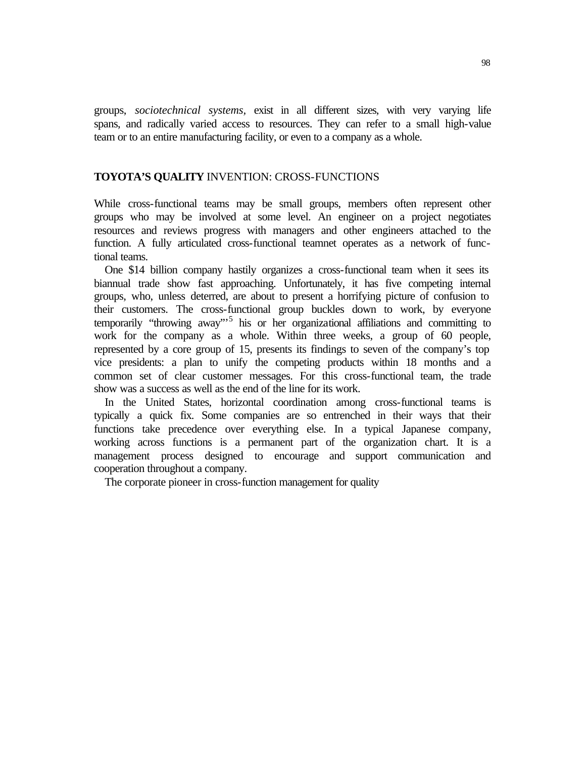groups, *sociotechnical systems*, exist in all different sizes, with very varying life spans, and radically varied access to resources. They can refer to a small high-value team or to an entire manufacturing facility, or even to a company as a whole.

## **TOYOTA'S QUALITY** INVENTION: CROSS-FUNCTIONS

While cross-functional teams may be small groups, members often represent other groups who may be involved at some level. An engineer on a project negotiates resources and reviews progress with managers and other engineers attached to the function. A fully articulated cross-functional teamnet operates as a network of functional teams.

One $14 billion company hastily organizes a cross-functional team when it sees its biannual trade show fast approaching. Unfortunately, it has five competing internal groups, who, unless deterred, are about to present a horrifying picture of confusion to their customers. The cross-functional group buckles down to work, by everyone temporarily "throwing away"'[5] his or her organizational affiliations and committing to work for the company as a whole. Within three weeks, a group of 60 people, represented by a core group of 15, presents its findings to seven of the company's top vice presidents: a plan to unify the competing products within 18 months and a common set of clear customer messages. For this cross-functional team, the trade show was a success as well as the end of the line for its work.

In the United States, horizontal coordination among cross-functional teams is typically a quick fix. Some companies are so entrenched in their ways that their functions take precedence over everything else. In a typical Japanese company, working across functions is a permanent part of the organization chart. It is a management process designed to encourage and support communication and cooperation throughout a company.

The corporate pioneer in cross-function management for quality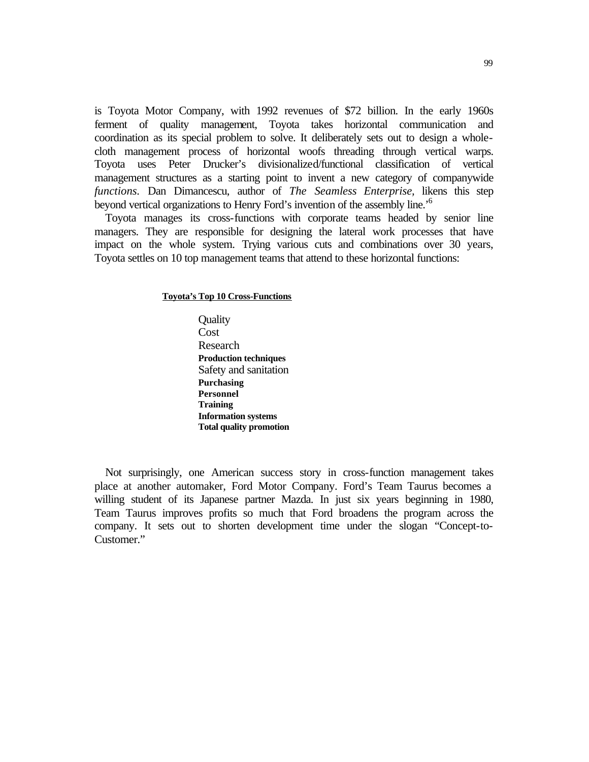is Toyota Motor Company, with 1992 revenues of $72 billion. In the early 1960s ferment of quality management, Toyota takes horizontal communication and coordination as its special problem to solve. It deliberately sets out to design a whole-cloth management process of horizontal woofs threading through vertical warps. Toyota uses Peter Drucker's divisionalized/functional classification of vertical management structures as a starting point to invent a new category of companywide *functions*. Dan Dimancescu, author of *The Seamless Enterprise*, likens this step beyond vertical organizations to Henry Ford's invention of the assembly line.'[6]

Toyota manages its cross-functions with corporate teams headed by senior line managers. They are responsible for designing the lateral work processes that have impact on the whole system. Trying various cuts and combinations over 30 years, Toyota settles on 10 top management teams that attend to these horizontal functions:

**Toyota's Top 10 Cross-Functions**

Quality
Cost
Research
**Production techniques**
Safety and sanitation
**Purchasing**
**Personnel**
**Training**
**Information systems**
**Total quality promotion**

Not surprisingly, one American success story in cross-function management takes place at another automaker, Ford Motor Company. Ford's Team Taurus becomes a willing student of its Japanese partner Mazda. In just six years beginning in 1980, Team Taurus improves profits so much that Ford broadens the program across the company. It sets out to shorten development time under the slogan "Concept-to-Customer."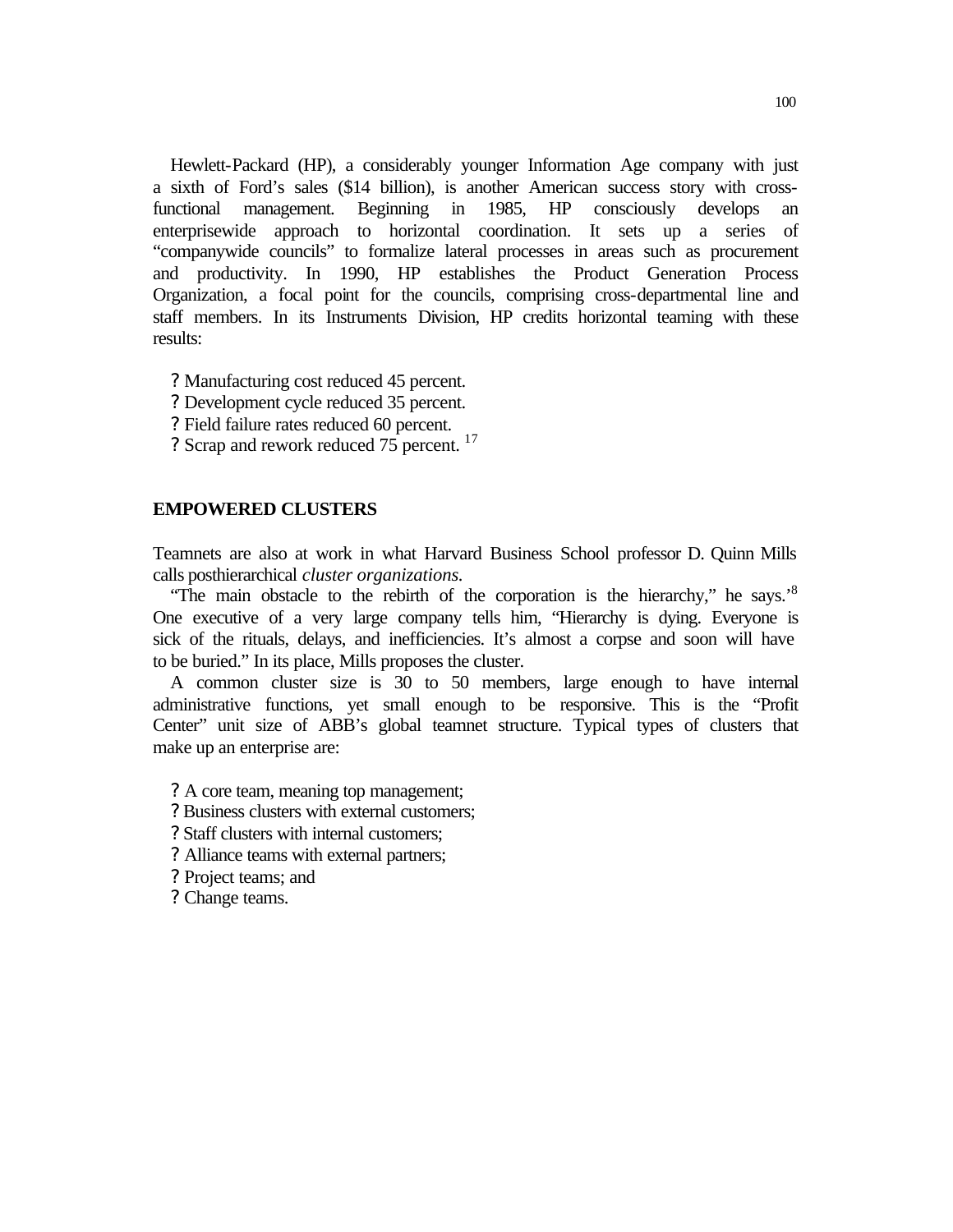Hewlett-Packard (HP), a considerably younger Information Age company with just a sixth of Ford's sales ($14 billion), is another American success story with cross-functional management. Beginning in 1985, HP consciously develops an enterprisewide approach to horizontal coordination. It sets up a series of "companywide councils" to formalize lateral processes in areas such as procurement and productivity. In 1990, HP establishes the Product Generation Process Organization, a focal point for the councils, comprising cross-departmental line and staff members. In its Instruments Division, HP credits horizontal teaming with these results:

- Manufacturing cost reduced 45 percent.
- Development cycle reduced 35 percent.
- Field failure rates reduced 60 percent.
- Scrap and rework reduced 75 percent. [17]

## EMPOWERED CLUSTERS

Teamnets are also at work in what Harvard Business School professor D. Quinn Mills calls posthierarchical *cluster organizations*.

"The main obstacle to the rebirth of the corporation is the hierarchy," he says.'[8] One executive of a very large company tells him, "Hierarchy is dying. Everyone is sick of the rituals, delays, and inefficiencies. It's almost a corpse and soon will have to be buried." In its place, Mills proposes the cluster.

A common cluster size is 30 to 50 members, large enough to have internal administrative functions, yet small enough to be responsive. This is the "Profit Center" unit size of ABB's global teamnet structure. Typical types of clusters that make up an enterprise are:

- A core team, meaning top management;
- Business clusters with external customers;
- Staff clusters with internal customers;
- Alliance teams with external partners;
- Project teams; and
- Change teams.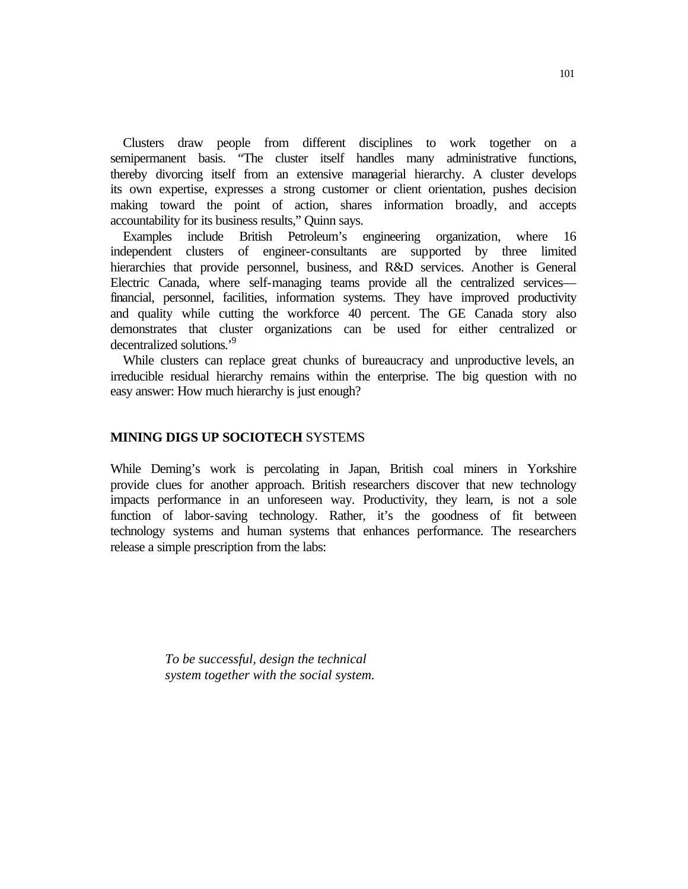Clusters draw people from different disciplines to work together on a semipermanent basis. "The cluster itself handles many administrative functions, thereby divorcing itself from an extensive managerial hierarchy. A cluster develops its own expertise, expresses a strong customer or client orientation, pushes decision making toward the point of action, shares information broadly, and accepts accountability for its business results," Quinn says.

Examples include British Petroleum's engineering organization, where 16 independent clusters of engineer-consultants are supported by three limited hierarchies that provide personnel, business, and R&D services. Another is General Electric Canada, where self-managing teams provide all the centralized services—financial, personnel, facilities, information systems. They have improved productivity and quality while cutting the workforce 40 percent. The GE Canada story also demonstrates that cluster organizations can be used for either centralized or decentralized solutions.'[9]

While clusters can replace great chunks of bureaucracy and unproductive levels, an irreducible residual hierarchy remains within the enterprise. The big question with no easy answer: How much hierarchy is just enough?

## **MINING DIGS UP SOCIOTECH** SYSTEMS

While Deming's work is percolating in Japan, British coal miners in Yorkshire provide clues for another approach. British researchers discover that new technology impacts performance in an unforeseen way. Productivity, they learn, is not a sole function of labor-saving technology. Rather, it's the goodness of fit between technology systems and human systems that enhances performance. The researchers release a simple prescription from the labs:

> *To be successful, design the technical system together with the social system.*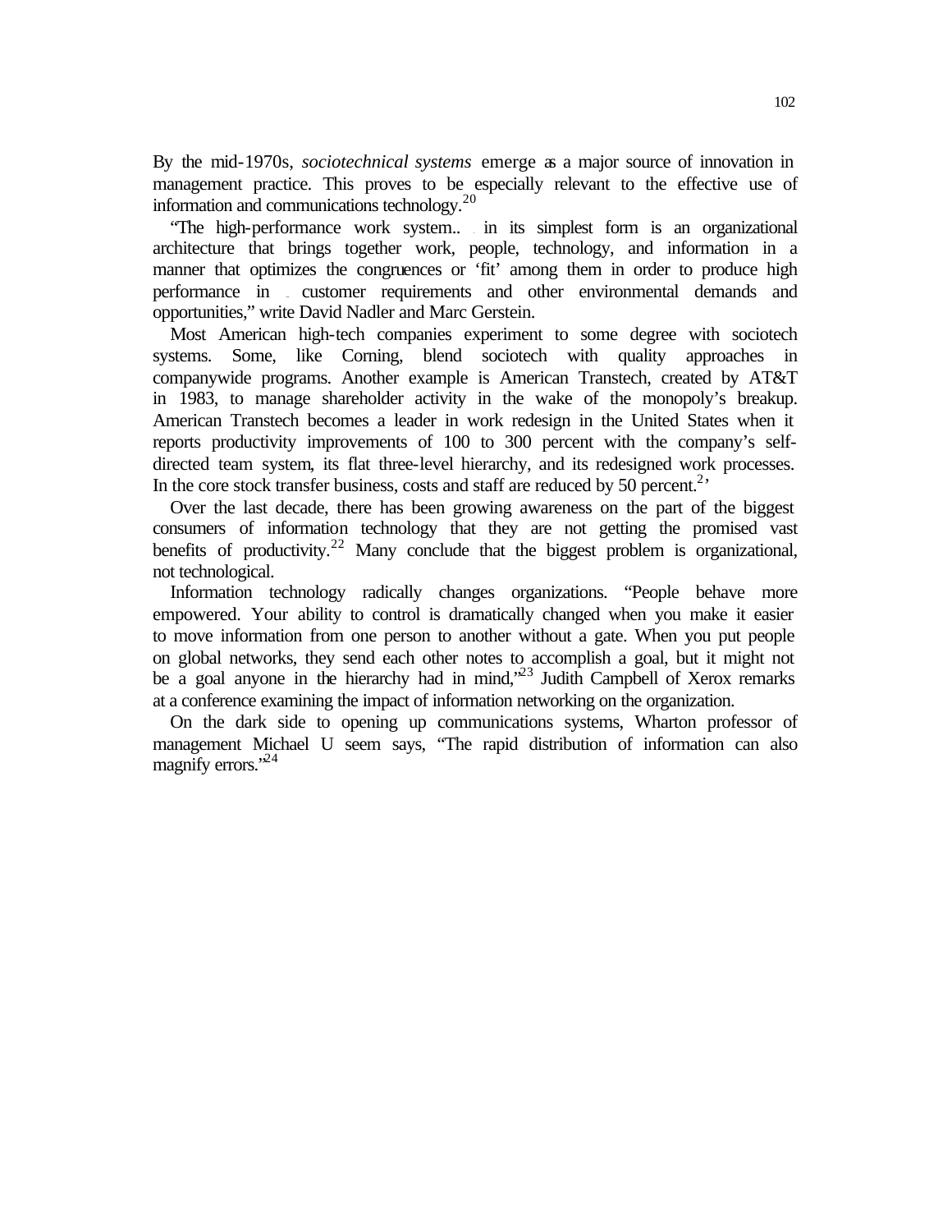By the mid-1970s, *sociotechnical systems* emerge as a major source of innovation in management practice. This proves to be especially relevant to the effective use of information and communications technology.[20]

"The high-performance work system... in its simplest form is an organizational architecture that brings together work, people, technology, and information in a manner that optimizes the congruences or 'fit' among them in order to produce high performance in customer requirements and other environmental demands and opportunities," write David Nadler and Marc Gerstein.

Most American high-tech companies experiment to some degree with sociotech systems. Some, like Corning, blend sociotech with quality approaches in companywide programs. Another example is American Transtech, created by AT&T in 1983, to manage shareholder activity in the wake of the monopoly's breakup. American Transtech becomes a leader in work redesign in the United States when it reports productivity improvements of 100 to 300 percent with the company's self-directed team system, its flat three-level hierarchy, and its redesigned work processes. In the core stock transfer business, costs and staff are reduced by 50 percent.[21]

Over the last decade, there has been growing awareness on the part of the biggest consumers of information technology that they are not getting the promised vast benefits of productivity.[22] Many conclude that the biggest problem is organizational, not technological.

Information technology radically changes organizations. "People behave more empowered. Your ability to control is dramatically changed when you make it easier to move information from one person to another without a gate. When you put people on global networks, they send each other notes to accomplish a goal, but it might not be a goal anyone in the hierarchy had in mind,"[23] Judith Campbell of Xerox remarks at a conference examining the impact of information networking on the organization.

On the dark side to opening up communications systems, Wharton professor of management Michael U seem says, "The rapid distribution of information can also magnify errors."[24]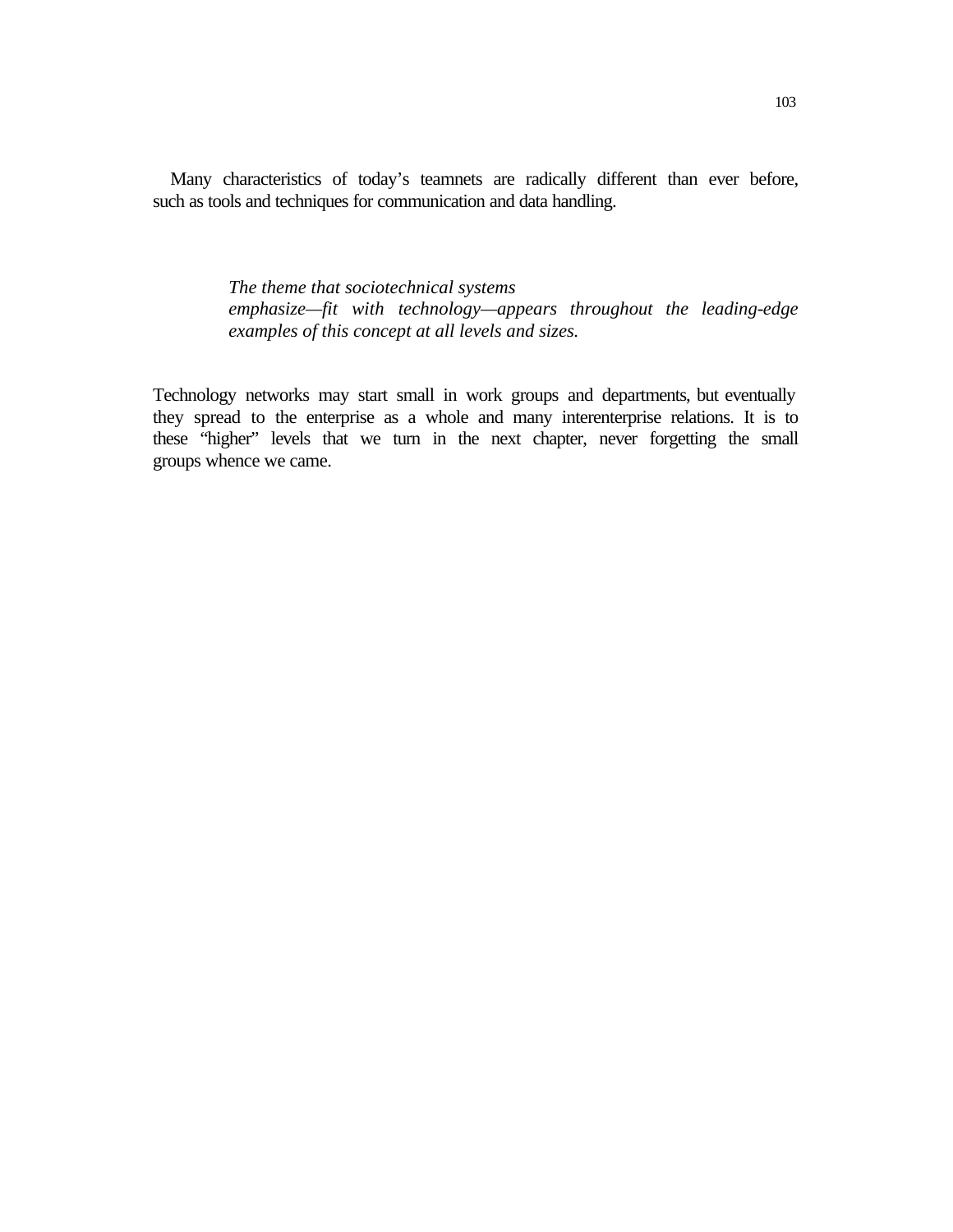Many characteristics of today's teamnets are radically different than ever before, such as tools and techniques for communication and data handling.

> *The theme that sociotechnical systems emphasize—fit with technology—appears throughout the leading-edge examples of this concept at all levels and sizes.*

Technology networks may start small in work groups and departments, but eventually they spread to the enterprise as a whole and many interenterprise relations. It is to these "higher" levels that we turn in the next chapter, never forgetting the small groups whence we came.